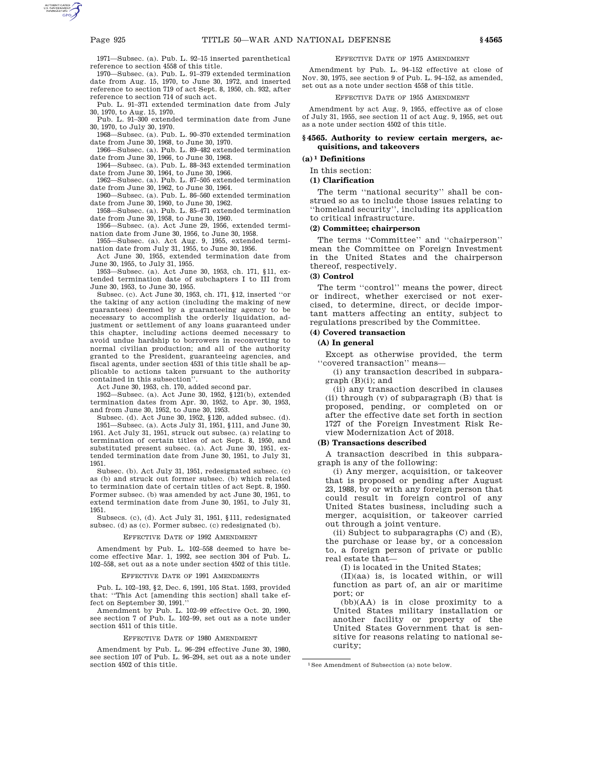1971—Subsec. (a). Pub. L. 92–15 inserted parenthetical reference to section 4558 of this title.

1970—Subsec. (a). Pub. L. 91–379 extended termination date from Aug. 15, 1970, to June 30, 1972, and inserted reference to section 719 of act Sept. 8, 1950, ch. 932, after reference to section 714 of such act.

Pub. L. 91–371 extended termination date from July 30, 1970, to Aug. 15, 1970.

Pub. L. 91–300 extended termination date from June 30, 1970, to July 30, 1970.

1968—Subsec. (a). Pub. L. 90–370 extended termination date from June 30, 1968, to June 30, 1970.

1966—Subsec. (a). Pub. L. 89–482 extended termination date from June 30, 1966, to June 30, 1968.

1964—Subsec. (a). Pub. L. 88–343 extended termination date from June 30, 1964, to June 30, 1966.

1962—Subsec. (a). Pub. L. 87–505 extended termination date from June 30, 1962, to June 30, 1964.

1960—Subsec. (a). Pub. L. 86–560 extended termination date from June 30, 1960, to June 30, 1962.

1958—Subsec. (a). Pub. L. 85–471 extended termination date from June 30, 1958, to June 30, 1960.

1956—Subsec. (a). Act June 29, 1956, extended termination date from June 30, 1956, to June 30, 1958.

1955—Subsec. (a). Act Aug. 9, 1955, extended termination date from July 31, 1955, to June 30, 1956.

Act June 30, 1955, extended termination date from June 30, 1955, to July 31, 1955.

1953—Subsec. (a). Act June 30, 1953, ch. 171, §11, extended termination date of subchapters I to III from June 30, 1953, to June 30, 1955.

Subsec. (c). Act June 30, 1953, ch. 171, §12, inserted ''or the taking of any action (including the making of new guarantees) deemed by a guaranteeing agency to be necessary to accomplish the orderly liquidation, adjustment or settlement of any loans guaranteed under this chapter, including actions deemed necessary to avoid undue hardship to borrowers in reconverting to normal civilian production; and all of the authority granted to the President, guaranteeing agencies, and fiscal agents, under section 4531 of this title shall be applicable to actions taken pursuant to the authority contained in this subsection''.

Act June 30, 1953, ch. 170, added second par.

1952—Subsec. (a). Act June 30, 1952, §121(b), extended termination dates from Apr. 30, 1952, to Apr. 30, 1953, and from June 30, 1952, to June 30, 1953.

Subsec. (d). Act June 30, 1952, §120, added subsec. (d).

1951—Subsec. (a). Acts July 31, 1951, §111, and June 30, 1951. Act July 31, 1951, struck out subsec. (a) relating to termination of certain titles of act Sept. 8, 1950, and substituted present subsec. (a). Act June 30, 1951, extended termination date from June 30, 1951, to July 31, 1951.

Subsec. (b). Act July 31, 1951, redesignated subsec. (c) as (b) and struck out former subsec. (b) which related to termination date of certain titles of act Sept. 8, 1950. Former subsec. (b) was amended by act June 30, 1951, to extend termination date from June 30, 1951, to July 31, 1951.

Subsecs. (c), (d). Act July 31, 1951, §111, redesignated subsec. (d) as (c). Former subsec. (c) redesignated (b).

EFFECTIVE DATE OF 1992 AMENDMENT

Amendment by Pub. L. 102–558 deemed to have become effective Mar. 1, 1992, see section 304 of Pub. L. 102–558, set out as a note under section 4502 of this title.

EFFECTIVE DATE OF 1991 AMENDMENTS

Pub. L. 102–193, §2, Dec. 6, 1991, 105 Stat. 1593, provided that: ''This Act [amending this section] shall take effect on September 30, 1991.''

Amendment by Pub. L. 102–99 effective Oct. 20, 1990, see section 7 of Pub. L. 102–99, set out as a note under section 4511 of this title.

EFFECTIVE DATE OF 1980 AMENDMENT

Amendment by Pub. L. 96–294 effective June 30, 1980, see section 107 of Pub. L. 96–294, set out as a note under section 4502 of this title.

EFFECTIVE DATE OF 1975 AMENDMENT

Amendment by Pub. L. 94–152 effective at close of Nov. 30, 1975, see section 9 of Pub. L. 94–152, as amended, set out as a note under section 4558 of this title.

EFFECTIVE DATE OF 1955 AMENDMENT

Amendment by act Aug. 9, 1955, effective as of close of July 31, 1955, see section 11 of act Aug. 9, 1955, set out as a note under section 4502 of this title.

## §4565. Authority to review certain mergers, acquisitions, and takeovers

### (a)[1] Definitions

In this section:

#### (1) Clarification

The term ''national security'' shall be construed so as to include those issues relating to ''homeland security'', including its application to critical infrastructure.

#### (2) Committee; chairperson

The terms ''Committee'' and ''chairperson'' mean the Committee on Foreign Investment in the United States and the chairperson thereof, respectively.

#### (3) Control

The term ''control'' means the power, direct or indirect, whether exercised or not exercised, to determine, direct, or decide important matters affecting an entity, subject to regulations prescribed by the Committee.

#### (4) Covered transaction

##### (A) In general

Except as otherwise provided, the term ''covered transaction'' means—

(i) any transaction described in subparagraph (B)(i); and

(ii) any transaction described in clauses (ii) through (v) of subparagraph (B) that is proposed, pending, or completed on or after the effective date set forth in section 1727 of the Foreign Investment Risk Review Modernization Act of 2018.

##### (B) Transactions described

A transaction described in this subparagraph is any of the following:

(i) Any merger, acquisition, or takeover that is proposed or pending after August 23, 1988, by or with any foreign person that could result in foreign control of any United States business, including such a merger, acquisition, or takeover carried out through a joint venture.

(ii) Subject to subparagraphs (C) and (E), the purchase or lease by, or a concession to, a foreign person of private or public real estate that—

(I) is located in the United States;

(II)(aa) is, is located within, or will function as part of, an air or maritime port; or

(bb)(AA) is in close proximity to a United States military installation or another facility or property of the United States Government that is sensitive for reasons relating to national security;

[1] See Amendment of Subsection (a) note below.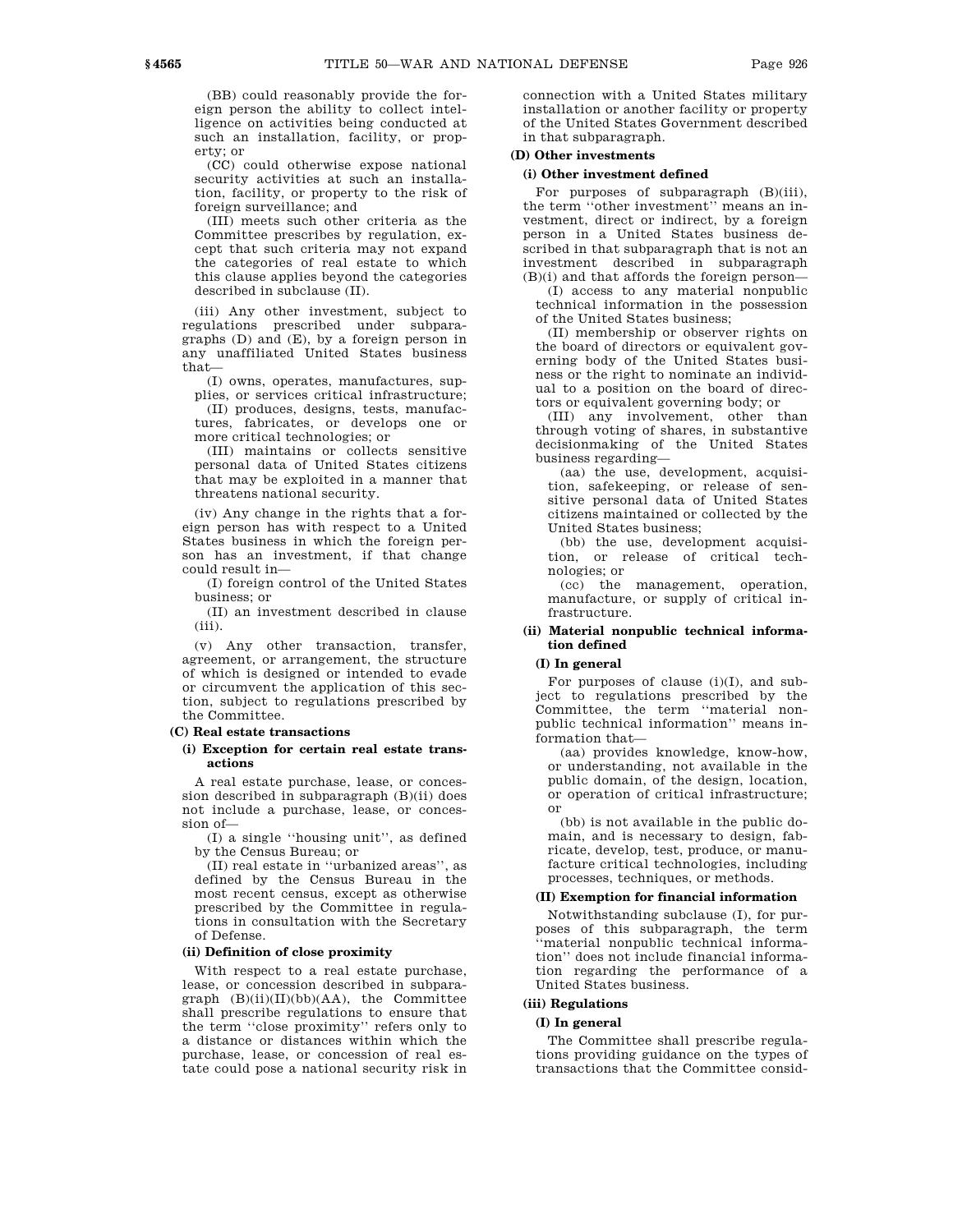(BB) could reasonably provide the foreign person the ability to collect intelligence on activities being conducted at such an installation, facility, or property; or

(CC) could otherwise expose national security activities at such an installation, facility, or property to the risk of foreign surveillance; and

(III) meets such other criteria as the Committee prescribes by regulation, except that such criteria may not expand the categories of real estate to which this clause applies beyond the categories described in subclause (II).

(iii) Any other investment, subject to regulations prescribed under subparagraphs (D) and (E), by a foreign person in any unaffiliated United States business that—

(I) owns, operates, manufactures, supplies, or services critical infrastructure;

(II) produces, designs, tests, manufactures, fabricates, or develops one or more critical technologies; or

(III) maintains or collects sensitive personal data of United States citizens that may be exploited in a manner that threatens national security.

(iv) Any change in the rights that a foreign person has with respect to a United States business in which the foreign person has an investment, if that change could result in—

(I) foreign control of the United States business; or

(II) an investment described in clause (iii).

(v) Any other transaction, transfer, agreement, or arrangement, the structure of which is designed or intended to evade or circumvent the application of this section, subject to regulations prescribed by the Committee.

**(C) Real estate transactions**

**(i) Exception for certain real estate transactions**

A real estate purchase, lease, or concession described in subparagraph (B)(ii) does not include a purchase, lease, or concession of—

(I) a single "housing unit", as defined by the Census Bureau; or

(II) real estate in "urbanized areas", as defined by the Census Bureau in the most recent census, except as otherwise prescribed by the Committee in regulations in consultation with the Secretary of Defense.

**(ii) Definition of close proximity**

With respect to a real estate purchase, lease, or concession described in subparagraph (B)(ii)(II)(bb)(AA), the Committee shall prescribe regulations to ensure that the term "close proximity" refers only to a distance or distances within which the purchase, lease, or concession of real estate could pose a national security risk in connection with a United States military installation or another facility or property of the United States Government described in that subparagraph.

**(D) Other investments**

**(i) Other investment defined**

For purposes of subparagraph (B)(iii), the term "other investment" means an investment, direct or indirect, by a foreign person in a United States business described in that subparagraph that is not an investment described in subparagraph (B)(i) and that affords the foreign person—

(I) access to any material nonpublic technical information in the possession of the United States business;

(II) membership or observer rights on the board of directors or equivalent governing body of the United States business or the right to nominate an individual to a position on the board of directors or equivalent governing body; or

(III) any involvement, other than through voting of shares, in substantive decisionmaking of the United States business regarding—

(aa) the use, development, acquisition, safekeeping, or release of sensitive personal data of United States citizens maintained or collected by the United States business;

(bb) the use, development acquisition, or release of critical technologies; or

(cc) the management, operation, manufacture, or supply of critical infrastructure.

**(ii) Material nonpublic technical information defined**

**(I) In general**

For purposes of clause (i)(I), and subject to regulations prescribed by the Committee, the term "material nonpublic technical information" means information that—

(aa) provides knowledge, know-how, or understanding, not available in the public domain, of the design, location, or operation of critical infrastructure; or

(bb) is not available in the public domain, and is necessary to design, fabricate, develop, test, produce, or manufacture critical technologies, including processes, techniques, or methods.

**(II) Exemption for financial information**

Notwithstanding subclause (I), for purposes of this subparagraph, the term "material nonpublic technical information" does not include financial information regarding the performance of a United States business.

**(iii) Regulations**

**(I) In general**

The Committee shall prescribe regulations providing guidance on the types of transactions that the Committee consid-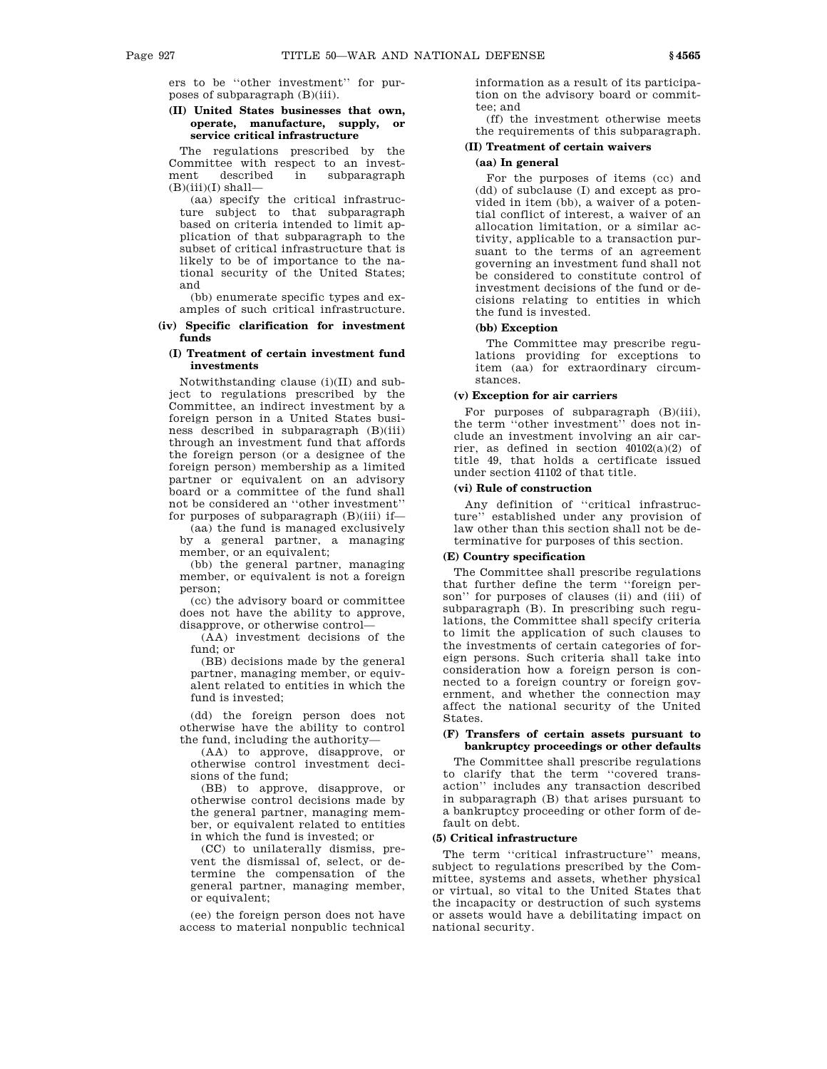ers to be ''other investment'' for purposes of subparagraph (B)(iii).

**(II) United States businesses that own, operate, manufacture, supply, or service critical infrastructure**

The regulations prescribed by the Committee with respect to an investment described in subparagraph (B)(iii)(I) shall—

(aa) specify the critical infrastructure subject to that subparagraph based on criteria intended to limit application of that subparagraph to the subset of critical infrastructure that is likely to be of importance to the national security of the United States; and

(bb) enumerate specific types and examples of such critical infrastructure.

**(iv) Specific clarification for investment funds**

**(I) Treatment of certain investment fund investments**

Notwithstanding clause (i)(II) and subject to regulations prescribed by the Committee, an indirect investment by a foreign person in a United States business described in subparagraph (B)(iii) through an investment fund that affords the foreign person (or a designee of the foreign person) membership as a limited partner or equivalent on an advisory board or a committee of the fund shall not be considered an ''other investment'' for purposes of subparagraph (B)(iii) if—

(aa) the fund is managed exclusively by a general partner, a managing member, or an equivalent;

(bb) the general partner, managing member, or equivalent is not a foreign person;

(cc) the advisory board or committee does not have the ability to approve, disapprove, or otherwise control—

(AA) investment decisions of the fund; or

(BB) decisions made by the general partner, managing member, or equivalent related to entities in which the fund is invested;

(dd) the foreign person does not otherwise have the ability to control the fund, including the authority—

(AA) to approve, disapprove, or otherwise control investment decisions of the fund;

(BB) to approve, disapprove, or otherwise control decisions made by the general partner, managing member, or equivalent related to entities in which the fund is invested; or

(CC) to unilaterally dismiss, prevent the dismissal of, select, or determine the compensation of the general partner, managing member, or equivalent;

(ee) the foreign person does not have access to material nonpublic technical information as a result of its participation on the advisory board or committee; and

(ff) the investment otherwise meets the requirements of this subparagraph.

**(II) Treatment of certain waivers**

**(aa) In general**

For the purposes of items (cc) and (dd) of subclause (I) and except as provided in item (bb), a waiver of a potential conflict of interest, a waiver of an allocation limitation, or a similar activity, applicable to a transaction pursuant to the terms of an agreement governing an investment fund shall not be considered to constitute control of investment decisions of the fund or decisions relating to entities in which the fund is invested.

**(bb) Exception**

The Committee may prescribe regulations providing for exceptions to item (aa) for extraordinary circumstances.

**(v) Exception for air carriers**

For purposes of subparagraph (B)(iii), the term ''other investment'' does not include an investment involving an air carrier, as defined in section 40102(a)(2) of title 49, that holds a certificate issued under section 41102 of that title.

**(vi) Rule of construction**

Any definition of ''critical infrastructure'' established under any provision of law other than this section shall not be determinative for purposes of this section.

**(E) Country specification**

The Committee shall prescribe regulations that further define the term ''foreign person'' for purposes of clauses (ii) and (iii) of subparagraph (B). In prescribing such regulations, the Committee shall specify criteria to limit the application of such clauses to the investments of certain categories of foreign persons. Such criteria shall take into consideration how a foreign person is connected to a foreign country or foreign government, and whether the connection may affect the national security of the United States.

**(F) Transfers of certain assets pursuant to bankruptcy proceedings or other defaults**

The Committee shall prescribe regulations to clarify that the term ''covered transaction'' includes any transaction described in subparagraph (B) that arises pursuant to a bankruptcy proceeding or other form of default on debt.

**(5) Critical infrastructure**

The term ''critical infrastructure'' means, subject to regulations prescribed by the Committee, systems and assets, whether physical or virtual, so vital to the United States that the incapacity or destruction of such systems or assets would have a debilitating impact on national security.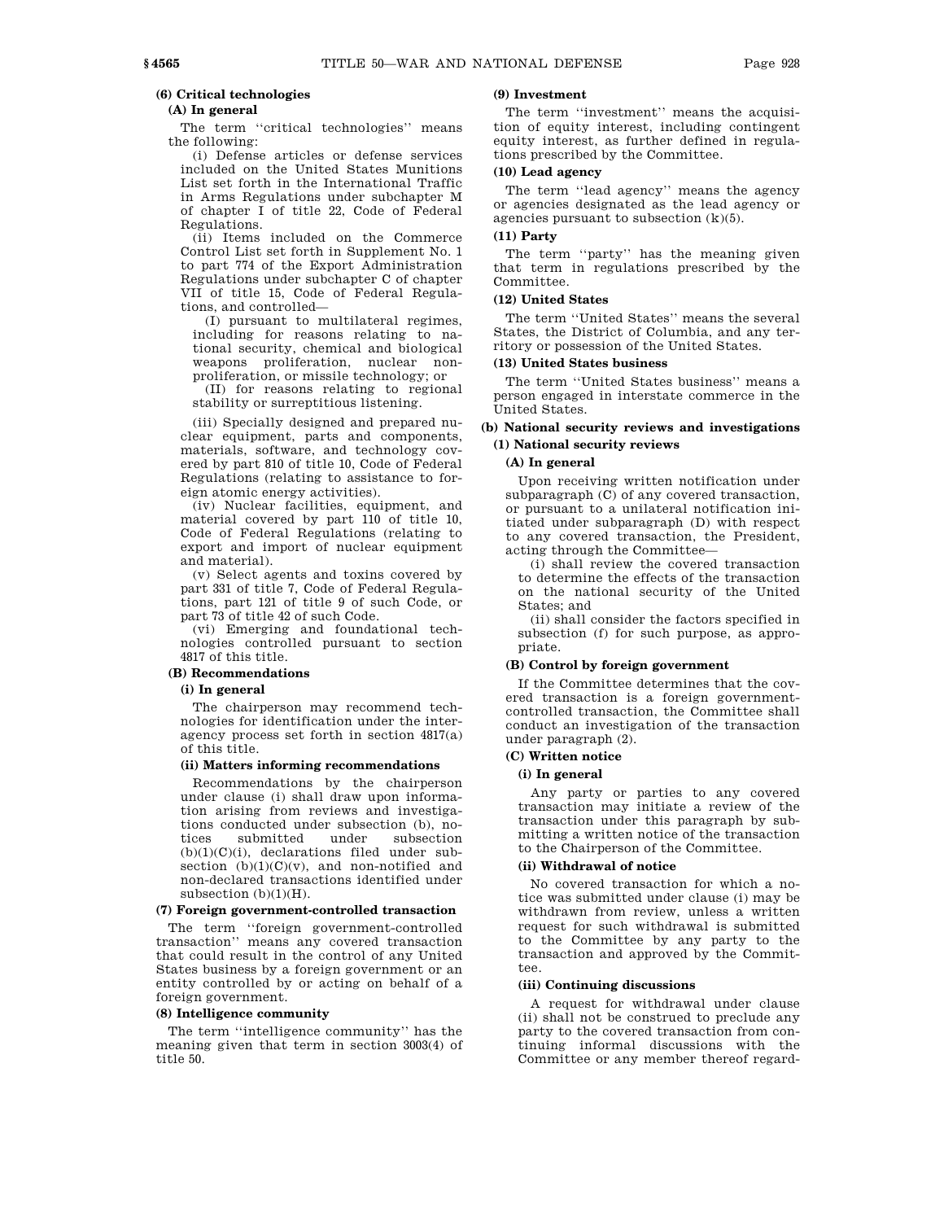#### (6) Critical technologies

##### (A) In general

The term ''critical technologies'' means the following:

(i) Defense articles or defense services included on the United States Munitions List set forth in the International Traffic in Arms Regulations under subchapter M of chapter I of title 22, Code of Federal Regulations.

(ii) Items included on the Commerce Control List set forth in Supplement No. 1 to part 774 of the Export Administration Regulations under subchapter C of chapter VII of title 15, Code of Federal Regulations, and controlled—

(I) pursuant to multilateral regimes, including for reasons relating to national security, chemical and biological weapons proliferation, nuclear nonproliferation, or missile technology; or

(II) for reasons relating to regional stability or surreptitious listening.

(iii) Specially designed and prepared nuclear equipment, parts and components, materials, software, and technology covered by part 810 of title 10, Code of Federal Regulations (relating to assistance to foreign atomic energy activities).

(iv) Nuclear facilities, equipment, and material covered by part 110 of title 10, Code of Federal Regulations (relating to export and import of nuclear equipment and material).

(v) Select agents and toxins covered by part 331 of title 7, Code of Federal Regulations, part 121 of title 9 of such Code, or part 73 of title 42 of such Code.

(vi) Emerging and foundational technologies controlled pursuant to section 4817 of this title.

##### (B) Recommendations

###### (i) In general

The chairperson may recommend technologies for identification under the interagency process set forth in section 4817(a) of this title.

###### (ii) Matters informing recommendations

Recommendations by the chairperson under clause (i) shall draw upon information arising from reviews and investigations conducted under subsection (b), notices submitted under subsection (b)(1)(C)(i), declarations filed under subsection (b)(1)(C)(v), and non-notified and non-declared transactions identified under subsection (b)(1)(H).

#### (7) Foreign government-controlled transaction

The term ''foreign government-controlled transaction'' means any covered transaction that could result in the control of any United States business by a foreign government or an entity controlled by or acting on behalf of a foreign government.

#### (8) Intelligence community

The term ''intelligence community'' has the meaning given that term in section 3003(4) of title 50.

#### (9) Investment

The term ''investment'' means the acquisition of equity interest, including contingent equity interest, as further defined in regulations prescribed by the Committee.

#### (10) Lead agency

The term ''lead agency'' means the agency or agencies designated as the lead agency or agencies pursuant to subsection (k)(5).

#### (11) Party

The term ''party'' has the meaning given that term in regulations prescribed by the Committee.

#### (12) United States

The term ''United States'' means the several States, the District of Columbia, and any territory or possession of the United States.

#### (13) United States business

The term ''United States business'' means a person engaged in interstate commerce in the United States.

### (b) National security reviews and investigations

#### (1) National security reviews

##### (A) In general

Upon receiving written notification under subparagraph (C) of any covered transaction, or pursuant to a unilateral notification initiated under subparagraph (D) with respect to any covered transaction, the President, acting through the Committee—

(i) shall review the covered transaction to determine the effects of the transaction on the national security of the United States; and

(ii) shall consider the factors specified in subsection (f) for such purpose, as appropriate.

##### (B) Control by foreign government

If the Committee determines that the covered transaction is a foreign government-controlled transaction, the Committee shall conduct an investigation of the transaction under paragraph (2).

##### (C) Written notice

###### (i) In general

Any party or parties to any covered transaction may initiate a review of the transaction under this paragraph by submitting a written notice of the transaction to the Chairperson of the Committee.

###### (ii) Withdrawal of notice

No covered transaction for which a notice was submitted under clause (i) may be withdrawn from review, unless a written request for such withdrawal is submitted to the Committee by any party to the transaction and approved by the Committee.

###### (iii) Continuing discussions

A request for withdrawal under clause (ii) shall not be construed to preclude any party to the covered transaction from continuing informal discussions with the Committee or any member thereof regard-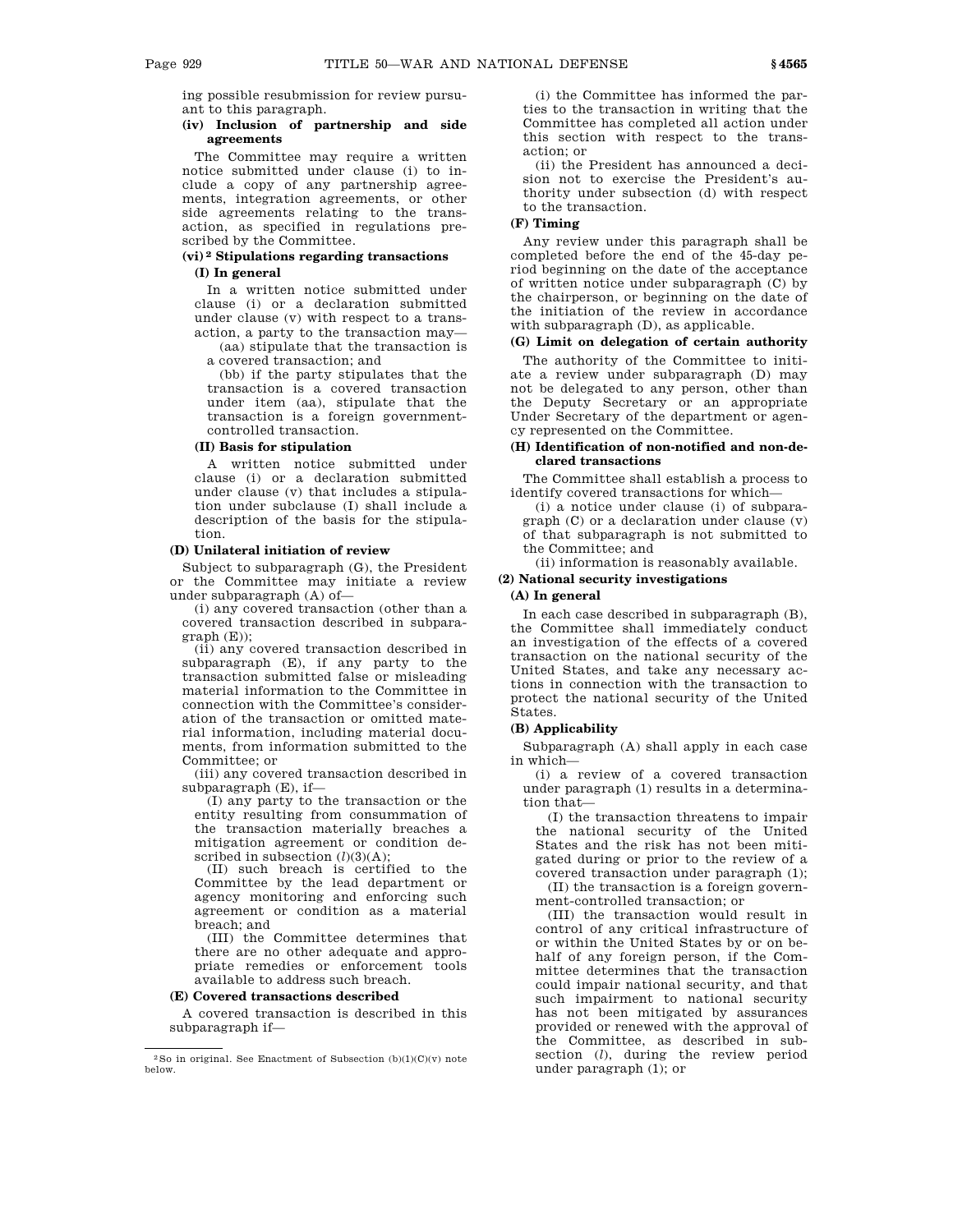ing possible resubmission for review pursuant to this paragraph.

**(iv) Inclusion of partnership and side agreements**

The Committee may require a written notice submitted under clause (i) to include a copy of any partnership agreements, integration agreements, or other side agreements relating to the transaction, as specified in regulations prescribed by the Committee.

**(vi)[2] Stipulations regarding transactions**

**(I) In general**

In a written notice submitted under clause (i) or a declaration submitted under clause (v) with respect to a transaction, a party to the transaction may—

(aa) stipulate that the transaction is a covered transaction; and

(bb) if the party stipulates that the transaction is a covered transaction under item (aa), stipulate that the transaction is a foreign government-controlled transaction.

**(II) Basis for stipulation**

A written notice submitted under clause (i) or a declaration submitted under clause (v) that includes a stipulation under subclause (I) shall include a description of the basis for the stipulation.

**(D) Unilateral initiation of review**

Subject to subparagraph (G), the President or the Committee may initiate a review under subparagraph (A) of—

(i) any covered transaction (other than a covered transaction described in subparagraph (E));

(ii) any covered transaction described in subparagraph (E), if any party to the transaction submitted false or misleading material information to the Committee in connection with the Committee's consideration of the transaction or omitted material information, including material documents, from information submitted to the Committee; or

(iii) any covered transaction described in subparagraph (E), if—

(I) any party to the transaction or the entity resulting from consummation of the transaction materially breaches a mitigation agreement or condition described in subsection (*l*)(3)(A);

(II) such breach is certified to the Committee by the lead department or agency monitoring and enforcing such agreement or condition as a material breach; and

(III) the Committee determines that there are no other adequate and appropriate remedies or enforcement tools available to address such breach.

**(E) Covered transactions described**

A covered transaction is described in this subparagraph if—

(i) the Committee has informed the parties to the transaction in writing that the Committee has completed all action under this section with respect to the transaction; or

(ii) the President has announced a decision not to exercise the President's authority under subsection (d) with respect to the transaction.

**(F) Timing**

Any review under this paragraph shall be completed before the end of the 45-day period beginning on the date of the acceptance of written notice under subparagraph (C) by the chairperson, or beginning on the date of the initiation of the review in accordance with subparagraph (D), as applicable.

**(G) Limit on delegation of certain authority**

The authority of the Committee to initiate a review under subparagraph (D) may not be delegated to any person, other than the Deputy Secretary or an appropriate Under Secretary of the department or agency represented on the Committee.

**(H) Identification of non-notified and non-declared transactions**

The Committee shall establish a process to identify covered transactions for which—

(i) a notice under clause (i) of subparagraph (C) or a declaration under clause (v) of that subparagraph is not submitted to the Committee; and

(ii) information is reasonably available.

**(2) National security investigations**

**(A) In general**

In each case described in subparagraph (B), the Committee shall immediately conduct an investigation of the effects of a covered transaction on the national security of the United States, and take any necessary actions in connection with the transaction to protect the national security of the United States.

**(B) Applicability**

Subparagraph (A) shall apply in each case in which—

(i) a review of a covered transaction under paragraph (1) results in a determination that—

(I) the transaction threatens to impair the national security of the United States and the risk has not been mitigated during or prior to the review of a covered transaction under paragraph (1);

(II) the transaction is a foreign government-controlled transaction; or

(III) the transaction would result in control of any critical infrastructure of or within the United States by or on behalf of any foreign person, if the Committee determines that the transaction could impair national security, and that such impairment to national security has not been mitigated by assurances provided or renewed with the approval of the Committee, as described in subsection (*l*), during the review period under paragraph (1); or

---

[2] So in original. See Enactment of Subsection (b)(1)(C)(v) note below.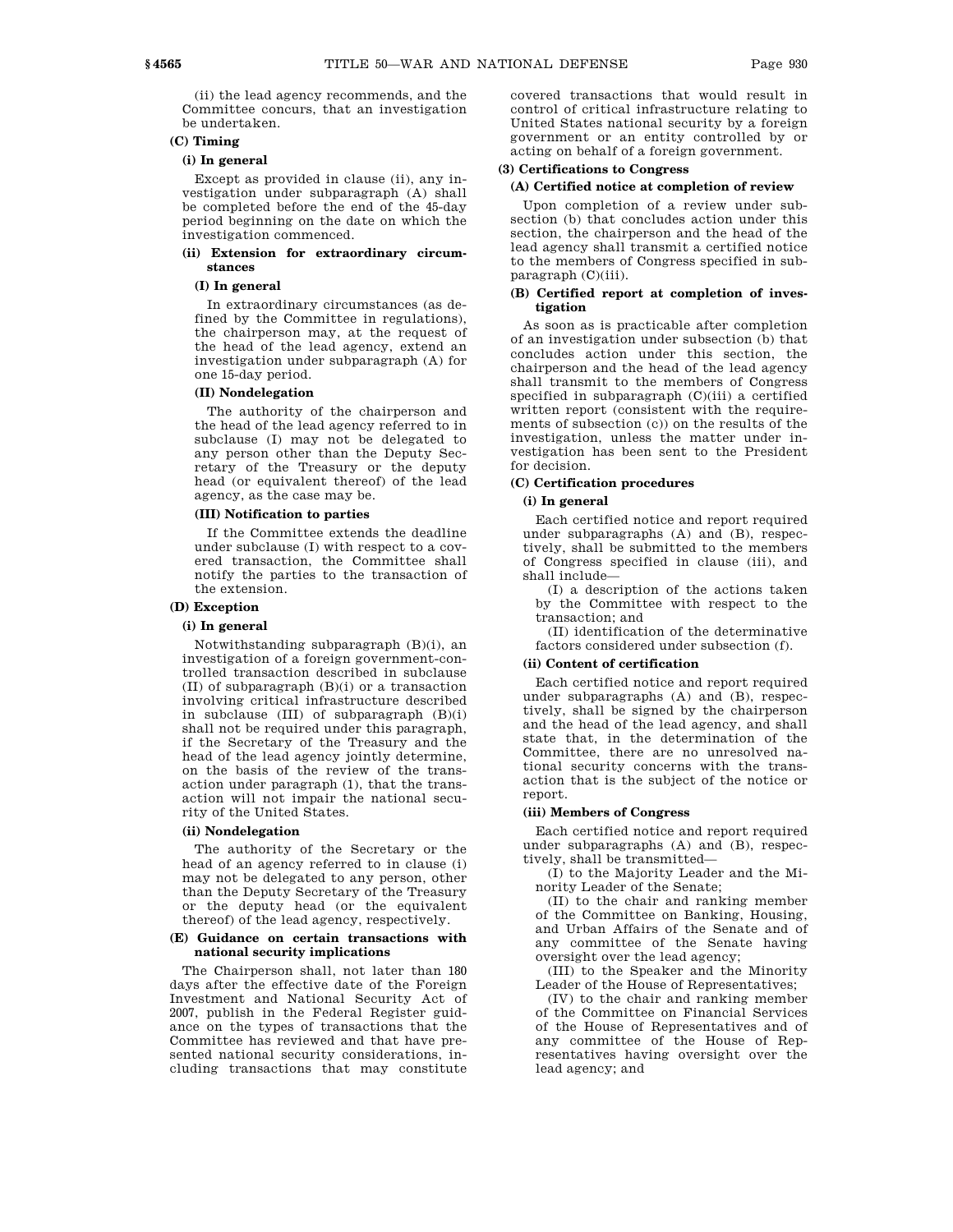(ii) the lead agency recommends, and the Committee concurs, that an investigation be undertaken.

**(C) Timing**

**(i) In general**

Except as provided in clause (ii), any investigation under subparagraph (A) shall be completed before the end of the 45-day period beginning on the date on which the investigation commenced.

**(ii) Extension for extraordinary circumstances**

**(I) In general**

In extraordinary circumstances (as defined by the Committee in regulations), the chairperson may, at the request of the head of the lead agency, extend an investigation under subparagraph (A) for one 15-day period.

**(II) Nondelegation**

The authority of the chairperson and the head of the lead agency referred to in subclause (I) may not be delegated to any person other than the Deputy Secretary of the Treasury or the deputy head (or equivalent thereof) of the lead agency, as the case may be.

**(III) Notification to parties**

If the Committee extends the deadline under subclause (I) with respect to a covered transaction, the Committee shall notify the parties to the transaction of the extension.

**(D) Exception**

**(i) In general**

Notwithstanding subparagraph (B)(i), an investigation of a foreign government-controlled transaction described in subclause (II) of subparagraph (B)(i) or a transaction involving critical infrastructure described in subclause (III) of subparagraph (B)(i) shall not be required under this paragraph, if the Secretary of the Treasury and the head of the lead agency jointly determine, on the basis of the review of the transaction under paragraph (1), that the transaction will not impair the national security of the United States.

**(ii) Nondelegation**

The authority of the Secretary or the head of an agency referred to in clause (i) may not be delegated to any person, other than the Deputy Secretary of the Treasury or the deputy head (or the equivalent thereof) of the lead agency, respectively.

**(E) Guidance on certain transactions with national security implications**

The Chairperson shall, not later than 180 days after the effective date of the Foreign Investment and National Security Act of 2007, publish in the Federal Register guidance on the types of transactions that the Committee has reviewed and that have presented national security considerations, including transactions that may constitute covered transactions that would result in control of critical infrastructure relating to United States national security by a foreign government or an entity controlled by or acting on behalf of a foreign government.

**(3) Certifications to Congress**

**(A) Certified notice at completion of review**

Upon completion of a review under subsection (b) that concludes action under this section, the chairperson and the head of the lead agency shall transmit a certified notice to the members of Congress specified in subparagraph (C)(iii).

**(B) Certified report at completion of investigation**

As soon as is practicable after completion of an investigation under subsection (b) that concludes action under this section, the chairperson and the head of the lead agency shall transmit to the members of Congress specified in subparagraph (C)(iii) a certified written report (consistent with the requirements of subsection (c)) on the results of the investigation, unless the matter under investigation has been sent to the President for decision.

**(C) Certification procedures**

**(i) In general**

Each certified notice and report required under subparagraphs (A) and (B), respectively, shall be submitted to the members of Congress specified in clause (iii), and shall include—

(I) a description of the actions taken by the Committee with respect to the transaction; and

(II) identification of the determinative factors considered under subsection (f).

**(ii) Content of certification**

Each certified notice and report required under subparagraphs (A) and (B), respectively, shall be signed by the chairperson and the head of the lead agency, and shall state that, in the determination of the Committee, there are no unresolved national security concerns with the transaction that is the subject of the notice or report.

**(iii) Members of Congress**

Each certified notice and report required under subparagraphs (A) and (B), respectively, shall be transmitted—

(I) to the Majority Leader and the Minority Leader of the Senate;

(II) to the chair and ranking member of the Committee on Banking, Housing, and Urban Affairs of the Senate and of any committee of the Senate having oversight over the lead agency;

(III) to the Speaker and the Minority Leader of the House of Representatives;

(IV) to the chair and ranking member of the Committee on Financial Services of the House of Representatives and of any committee of the House of Representatives having oversight over the lead agency; and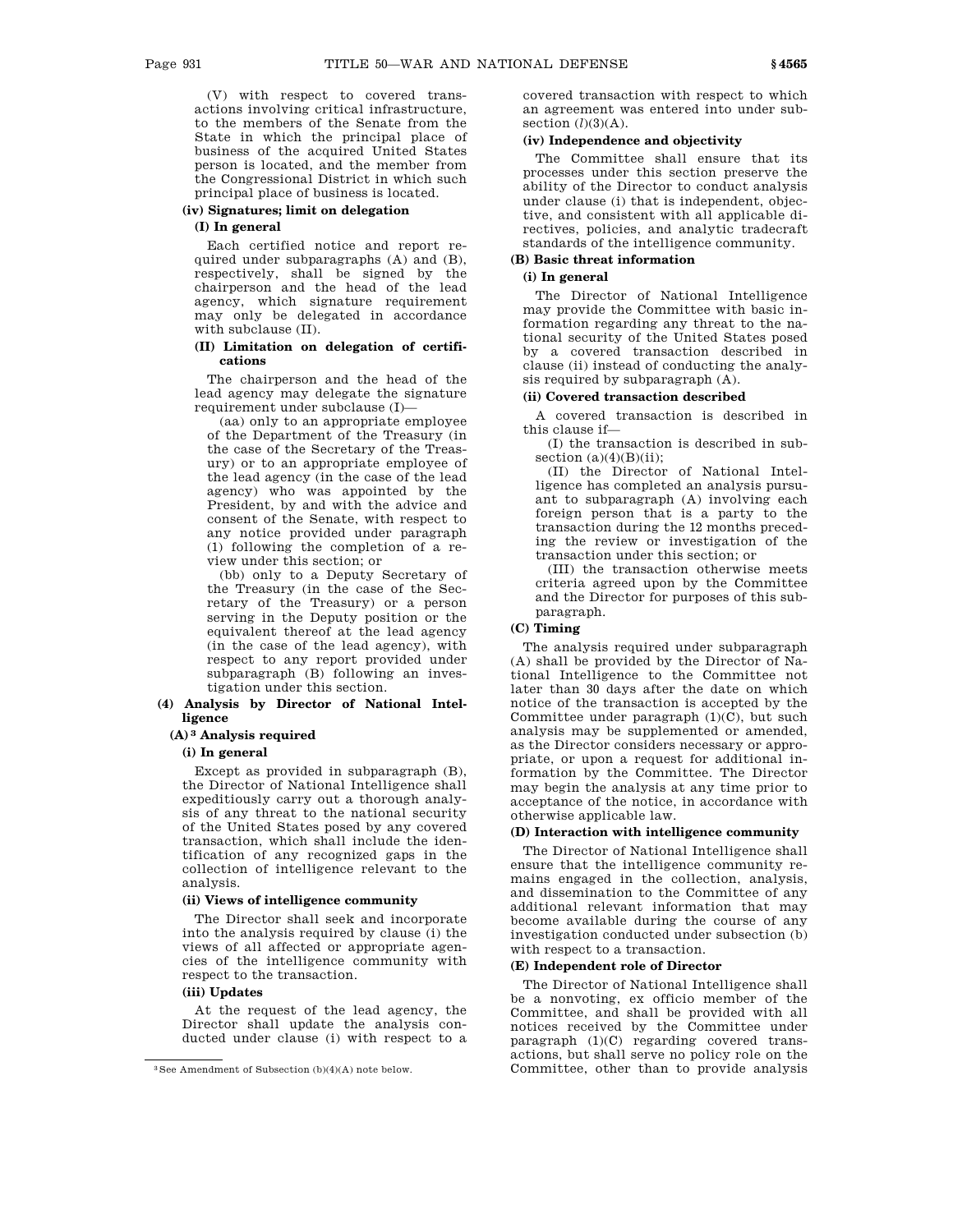(V) with respect to covered transactions involving critical infrastructure, to the members of the Senate from the State in which the principal place of business of the acquired United States person is located, and the member from the Congressional District in which such principal place of business is located.

**(iv) Signatures; limit on delegation**

**(I) In general**

Each certified notice and report required under subparagraphs (A) and (B), respectively, shall be signed by the chairperson and the head of the lead agency, which signature requirement may only be delegated in accordance with subclause (II).

**(II) Limitation on delegation of certifications**

The chairperson and the head of the lead agency may delegate the signature requirement under subclause (I)—

(aa) only to an appropriate employee of the Department of the Treasury (in the case of the Secretary of the Treasury) or to an appropriate employee of the lead agency (in the case of the lead agency) who was appointed by the President, by and with the advice and consent of the Senate, with respect to any notice provided under paragraph (1) following the completion of a review under this section; or

(bb) only to a Deputy Secretary of the Treasury (in the case of the Secretary of the Treasury) or a person serving in the Deputy position or the equivalent thereof at the lead agency (in the case of the lead agency), with respect to any report provided under subparagraph (B) following an investigation under this section.

**(4) Analysis by Director of National Intelligence**

**(A)[3] Analysis required**

**(i) In general**

Except as provided in subparagraph (B), the Director of National Intelligence shall expeditiously carry out a thorough analysis of any threat to the national security of the United States posed by any covered transaction, which shall include the identification of any recognized gaps in the collection of intelligence relevant to the analysis.

**(ii) Views of intelligence community**

The Director shall seek and incorporate into the analysis required by clause (i) the views of all affected or appropriate agencies of the intelligence community with respect to the transaction.

**(iii) Updates**

At the request of the lead agency, the Director shall update the analysis conducted under clause (i) with respect to a covered transaction with respect to which an agreement was entered into under subsection (*l*)(3)(A).

**(iv) Independence and objectivity**

The Committee shall ensure that its processes under this section preserve the ability of the Director to conduct analysis under clause (i) that is independent, objective, and consistent with all applicable directives, policies, and analytic tradecraft standards of the intelligence community.

**(B) Basic threat information**

**(i) In general**

The Director of National Intelligence may provide the Committee with basic information regarding any threat to the national security of the United States posed by a covered transaction described in clause (ii) instead of conducting the analysis required by subparagraph (A).

**(ii) Covered transaction described**

A covered transaction is described in this clause if—

(I) the transaction is described in subsection (a)(4)(B)(ii);

(II) the Director of National Intelligence has completed an analysis pursuant to subparagraph (A) involving each foreign person that is a party to the transaction during the 12 months preceding the review or investigation of the transaction under this section; or

(III) the transaction otherwise meets criteria agreed upon by the Committee and the Director for purposes of this subparagraph.

**(C) Timing**

The analysis required under subparagraph (A) shall be provided by the Director of National Intelligence to the Committee not later than 30 days after the date on which notice of the transaction is accepted by the Committee under paragraph (1)(C), but such analysis may be supplemented or amended, as the Director considers necessary or appropriate, or upon a request for additional information by the Committee. The Director may begin the analysis at any time prior to acceptance of the notice, in accordance with otherwise applicable law.

**(D) Interaction with intelligence community**

The Director of National Intelligence shall ensure that the intelligence community remains engaged in the collection, analysis, and dissemination to the Committee of any additional relevant information that may become available during the course of any investigation conducted under subsection (b) with respect to a transaction.

**(E) Independent role of Director**

The Director of National Intelligence shall be a nonvoting, ex officio member of the Committee, and shall be provided with all notices received by the Committee under paragraph (1)(C) regarding covered transactions, but shall serve no policy role on the Committee, other than to provide analysis

[3] See Amendment of Subsection (b)(4)(A) note below.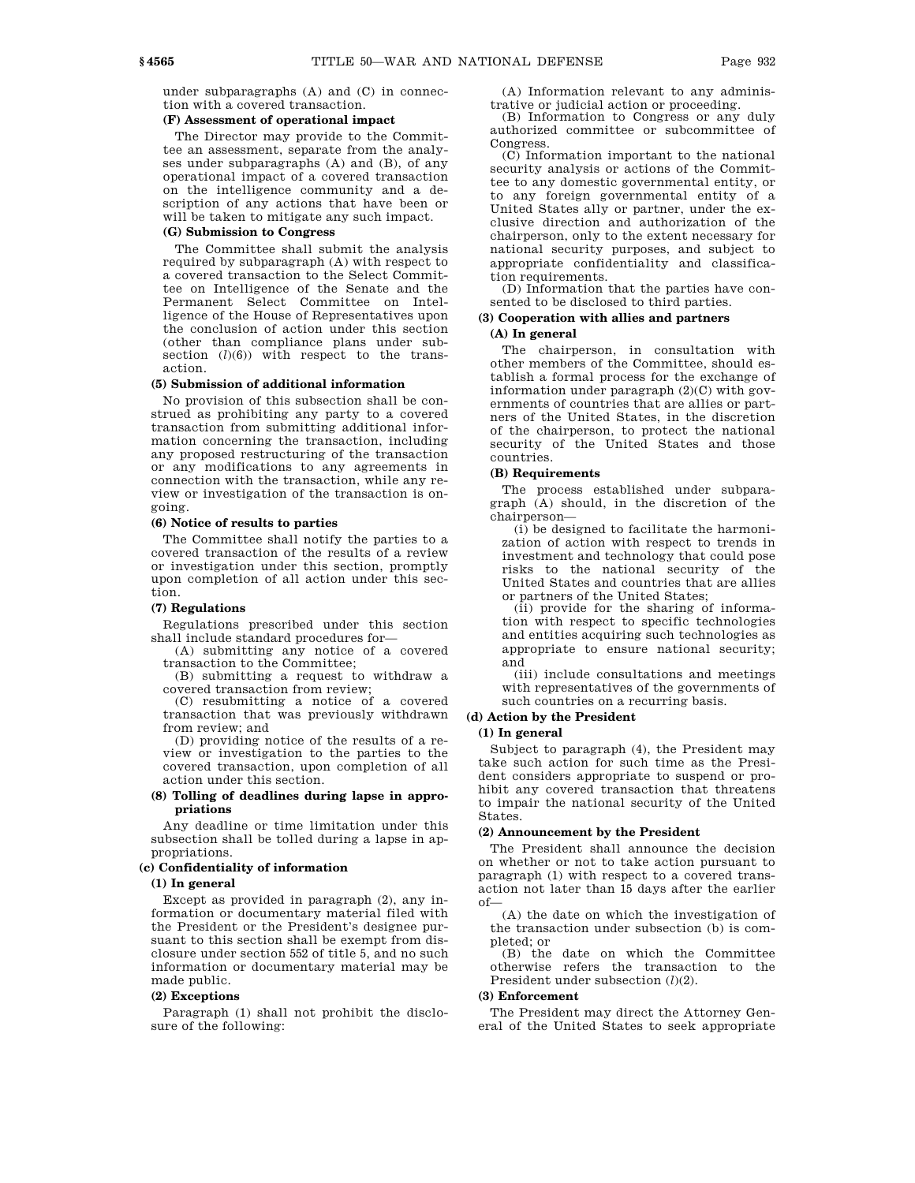under subparagraphs (A) and (C) in connection with a covered transaction.

**(F) Assessment of operational impact**

The Director may provide to the Committee an assessment, separate from the analyses under subparagraphs (A) and (B), of any operational impact of a covered transaction on the intelligence community and a description of any actions that have been or will be taken to mitigate any such impact.

**(G) Submission to Congress**

The Committee shall submit the analysis required by subparagraph (A) with respect to a covered transaction to the Select Committee on Intelligence of the Senate and the Permanent Select Committee on Intelligence of the House of Representatives upon the conclusion of action under this section (other than compliance plans under subsection (*l*)(6)) with respect to the transaction.

**(5) Submission of additional information**

No provision of this subsection shall be construed as prohibiting any party to a covered transaction from submitting additional information concerning the transaction, including any proposed restructuring of the transaction or any modifications to any agreements in connection with the transaction, while any review or investigation of the transaction is ongoing.

**(6) Notice of results to parties**

The Committee shall notify the parties to a covered transaction of the results of a review or investigation under this section, promptly upon completion of all action under this section.

**(7) Regulations**

Regulations prescribed under this section shall include standard procedures for—

(A) submitting any notice of a covered transaction to the Committee;

(B) submitting a request to withdraw a covered transaction from review;

(C) resubmitting a notice of a covered transaction that was previously withdrawn from review; and

(D) providing notice of the results of a review or investigation to the parties to the covered transaction, upon completion of all action under this section.

**(8) Tolling of deadlines during lapse in appropriations**

Any deadline or time limitation under this subsection shall be tolled during a lapse in appropriations.

**(c) Confidentiality of information**

**(1) In general**

Except as provided in paragraph (2), any information or documentary material filed with the President or the President's designee pursuant to this section shall be exempt from disclosure under section 552 of title 5, and no such information or documentary material may be made public.

**(2) Exceptions**

Paragraph (1) shall not prohibit the disclosure of the following:

(A) Information relevant to any administrative or judicial action or proceeding.

(B) Information to Congress or any duly authorized committee or subcommittee of Congress.

(C) Information important to the national security analysis or actions of the Committee to any domestic governmental entity, or to any foreign governmental entity of a United States ally or partner, under the exclusive direction and authorization of the chairperson, only to the extent necessary for national security purposes, and subject to appropriate confidentiality and classification requirements.

(D) Information that the parties have consented to be disclosed to third parties.

**(3) Cooperation with allies and partners**

**(A) In general**

The chairperson, in consultation with other members of the Committee, should establish a formal process for the exchange of information under paragraph (2)(C) with governments of countries that are allies or partners of the United States, in the discretion of the chairperson, to protect the national security of the United States and those countries.

**(B) Requirements**

The process established under subparagraph (A) should, in the discretion of the chairperson—

(i) be designed to facilitate the harmonization of action with respect to trends in investment and technology that could pose risks to the national security of the United States and countries that are allies or partners of the United States;

(ii) provide for the sharing of information with respect to specific technologies and entities acquiring such technologies as appropriate to ensure national security; and

(iii) include consultations and meetings with representatives of the governments of such countries on a recurring basis.

**(d) Action by the President**

**(1) In general**

Subject to paragraph (4), the President may take such action for such time as the President considers appropriate to suspend or prohibit any covered transaction that threatens to impair the national security of the United States.

**(2) Announcement by the President**

The President shall announce the decision on whether or not to take action pursuant to paragraph (1) with respect to a covered transaction not later than 15 days after the earlier of—

(A) the date on which the investigation of the transaction under subsection (b) is completed; or

(B) the date on which the Committee otherwise refers the transaction to the President under subsection (*l*)(2).

**(3) Enforcement**

The President may direct the Attorney General of the United States to seek appropriate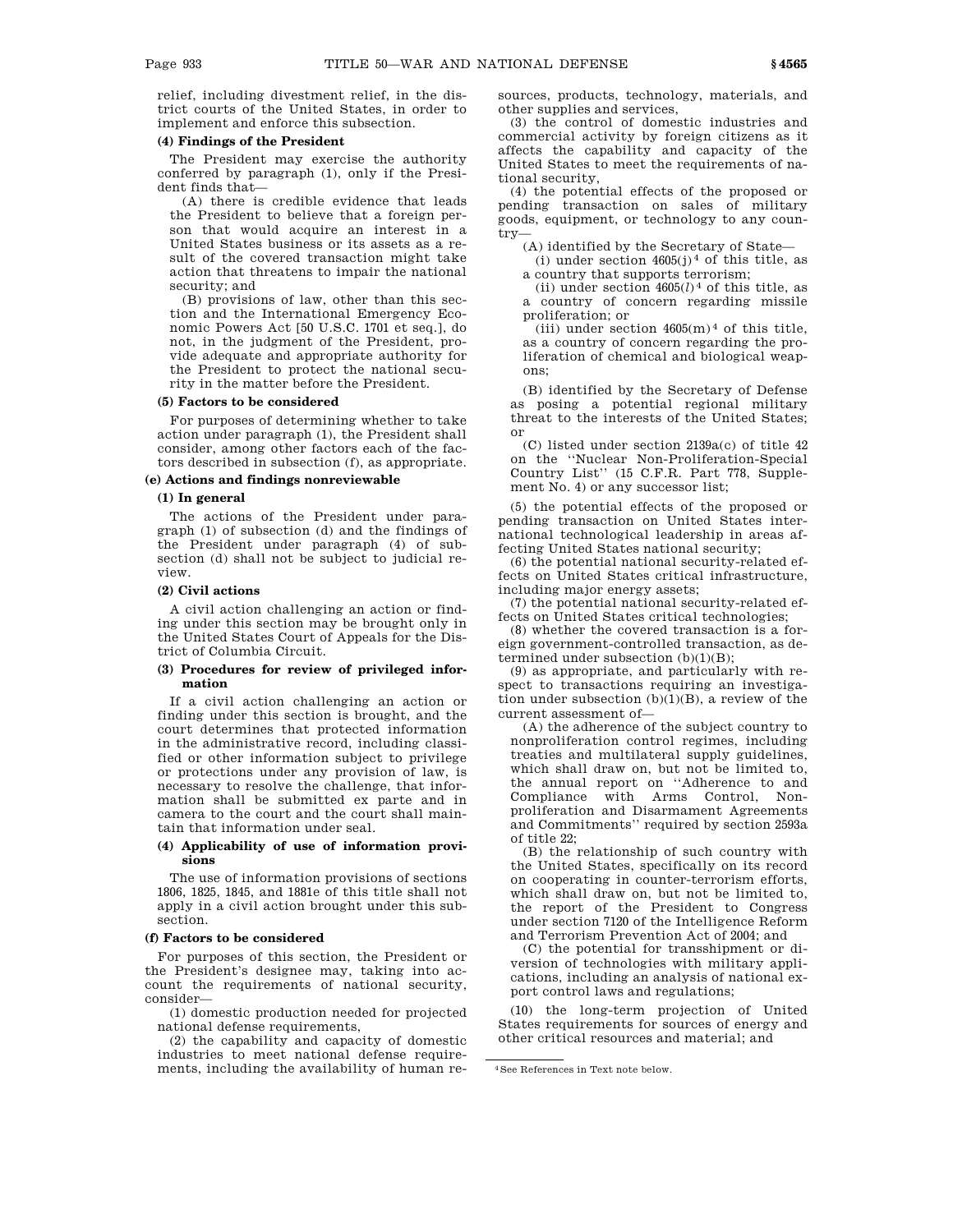relief, including divestment relief, in the district courts of the United States, in order to implement and enforce this subsection.

#### (4) Findings of the President

The President may exercise the authority conferred by paragraph (1), only if the President finds that—

(A) there is credible evidence that leads the President to believe that a foreign person that would acquire an interest in a United States business or its assets as a result of the covered transaction might take action that threatens to impair the national security; and

(B) provisions of law, other than this section and the International Emergency Economic Powers Act [50 U.S.C. 1701 et seq.], do not, in the judgment of the President, provide adequate and appropriate authority for the President to protect the national security in the matter before the President.

#### (5) Factors to be considered

For purposes of determining whether to take action under paragraph (1), the President shall consider, among other factors each of the factors described in subsection (f), as appropriate.

### (e) Actions and findings nonreviewable

#### (1) In general

The actions of the President under paragraph (1) of subsection (d) and the findings of the President under paragraph (4) of subsection (d) shall not be subject to judicial review.

#### (2) Civil actions

A civil action challenging an action or finding under this section may be brought only in the United States Court of Appeals for the District of Columbia Circuit.

#### (3) Procedures for review of privileged information

If a civil action challenging an action or finding under this section is brought, and the court determines that protected information in the administrative record, including classified or other information subject to privilege or protections under any provision of law, is necessary to resolve the challenge, that information shall be submitted ex parte and in camera to the court and the court shall maintain that information under seal.

#### (4) Applicability of use of information provisions

The use of information provisions of sections 1806, 1825, 1845, and 1881e of this title shall not apply in a civil action brought under this subsection.

### (f) Factors to be considered

For purposes of this section, the President or the President's designee may, taking into account the requirements of national security, consider—

(1) domestic production needed for projected national defense requirements,

(2) the capability and capacity of domestic industries to meet national defense requirements, including the availability of human resources, products, technology, materials, and other supplies and services,

(3) the control of domestic industries and commercial activity by foreign citizens as it affects the capability and capacity of the United States to meet the requirements of national security,

(4) the potential effects of the proposed or pending transaction on sales of military goods, equipment, or technology to any country—

(A) identified by the Secretary of State—

(i) under section 4605(j)[4] of this title, as a country that supports terrorism;

(ii) under section 4605(*l*)[4] of this title, as a country of concern regarding missile proliferation; or

(iii) under section 4605(m)[4] of this title, as a country of concern regarding the proliferation of chemical and biological weapons;

(B) identified by the Secretary of Defense as posing a potential regional military threat to the interests of the United States; or

(C) listed under section 2139a(c) of title 42 on the "Nuclear Non-Proliferation-Special Country List" (15 C.F.R. Part 778, Supplement No. 4) or any successor list;

(5) the potential effects of the proposed or pending transaction on United States international technological leadership in areas affecting United States national security;

(6) the potential national security-related effects on United States critical infrastructure, including major energy assets;

(7) the potential national security-related effects on United States critical technologies;

(8) whether the covered transaction is a foreign government-controlled transaction, as determined under subsection (b)(1)(B);

(9) as appropriate, and particularly with respect to transactions requiring an investigation under subsection (b)(1)(B), a review of the current assessment of—

(A) the adherence of the subject country to nonproliferation control regimes, including treaties and multilateral supply guidelines, which shall draw on, but not be limited to, the annual report on "Adherence to and Compliance with Arms Control, Nonproliferation and Disarmament Agreements and Commitments" required by section 2593a of title 22;

(B) the relationship of such country with the United States, specifically on its record on cooperating in counter-terrorism efforts, which shall draw on, but not be limited to, the report of the President to Congress under section 7120 of the Intelligence Reform and Terrorism Prevention Act of 2004; and

(C) the potential for transshipment or diversion of technologies with military applications, including an analysis of national export control laws and regulations;

(10) the long-term projection of United States requirements for sources of energy and other critical resources and material; and

---

[4] See References in Text note below.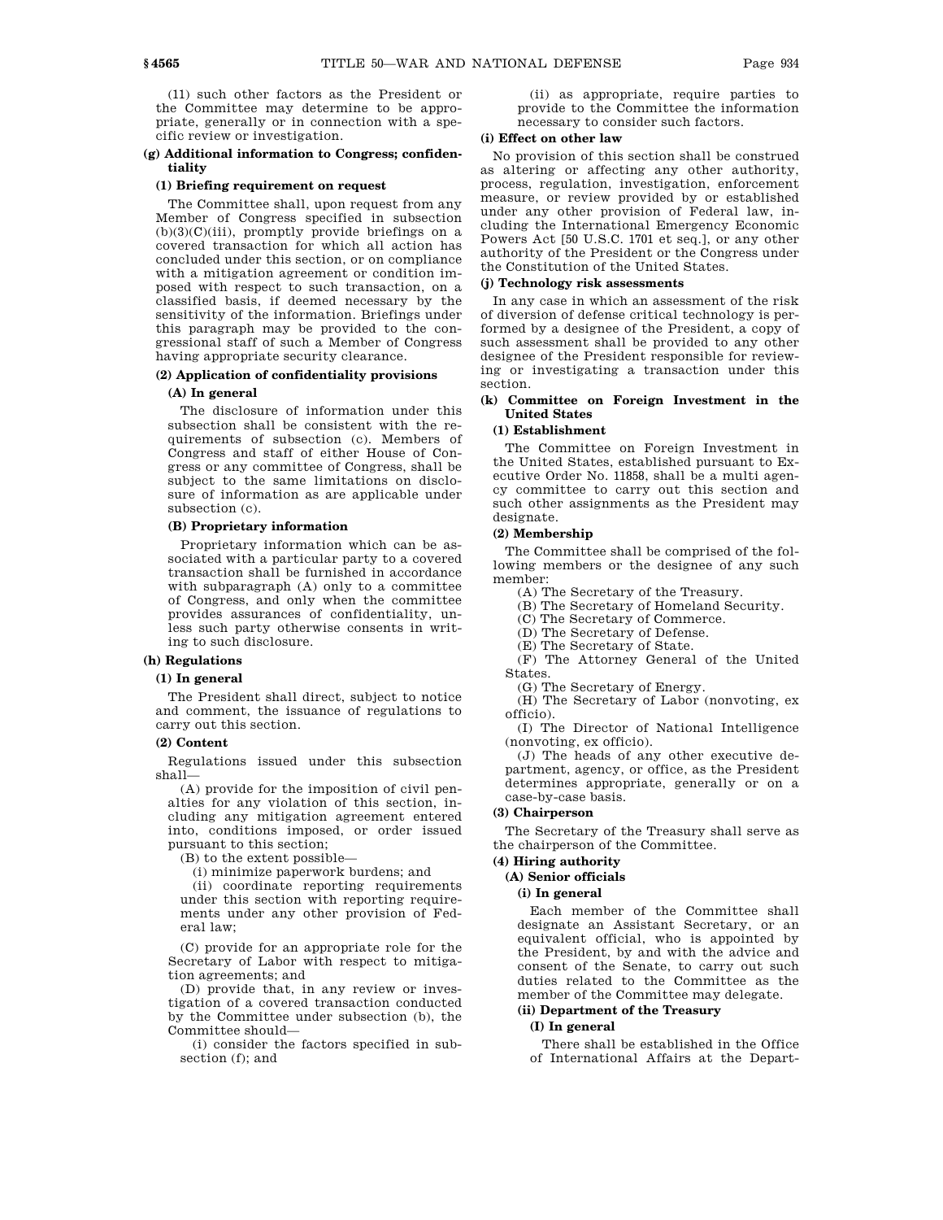(11) such other factors as the President or the Committee may determine to be appropriate, generally or in connection with a specific review or investigation.

**(g) Additional information to Congress; confidentiality**

**(1) Briefing requirement on request**

The Committee shall, upon request from any Member of Congress specified in subsection (b)(3)(C)(iii), promptly provide briefings on a covered transaction for which all action has concluded under this section, or on compliance with a mitigation agreement or condition imposed with respect to such transaction, on a classified basis, if deemed necessary by the sensitivity of the information. Briefings under this paragraph may be provided to the congressional staff of such a Member of Congress having appropriate security clearance.

**(2) Application of confidentiality provisions**

**(A) In general**

The disclosure of information under this subsection shall be consistent with the requirements of subsection (c). Members of Congress and staff of either House of Congress or any committee of Congress, shall be subject to the same limitations on disclosure of information as are applicable under subsection (c).

**(B) Proprietary information**

Proprietary information which can be associated with a particular party to a covered transaction shall be furnished in accordance with subparagraph (A) only to a committee of Congress, and only when the committee provides assurances of confidentiality, unless such party otherwise consents in writing to such disclosure.

**(h) Regulations**

**(1) In general**

The President shall direct, subject to notice and comment, the issuance of regulations to carry out this section.

**(2) Content**

Regulations issued under this subsection shall—

(A) provide for the imposition of civil penalties for any violation of this section, including any mitigation agreement entered into, conditions imposed, or order issued pursuant to this section;

(B) to the extent possible—

(i) minimize paperwork burdens; and

(ii) coordinate reporting requirements under this section with reporting requirements under any other provision of Federal law;

(C) provide for an appropriate role for the Secretary of Labor with respect to mitigation agreements; and

(D) provide that, in any review or investigation of a covered transaction conducted by the Committee under subsection (b), the Committee should—

(i) consider the factors specified in subsection (f); and

(ii) as appropriate, require parties to provide to the Committee the information necessary to consider such factors.

**(i) Effect on other law**

No provision of this section shall be construed as altering or affecting any other authority, process, regulation, investigation, enforcement measure, or review provided by or established under any other provision of Federal law, including the International Emergency Economic Powers Act [50 U.S.C. 1701 et seq.], or any other authority of the President or the Congress under the Constitution of the United States.

**(j) Technology risk assessments**

In any case in which an assessment of the risk of diversion of defense critical technology is performed by a designee of the President, a copy of such assessment shall be provided to any other designee of the President responsible for reviewing or investigating a transaction under this section.

**(k) Committee on Foreign Investment in the United States**

**(1) Establishment**

The Committee on Foreign Investment in the United States, established pursuant to Executive Order No. 11858, shall be a multi agency committee to carry out this section and such other assignments as the President may designate.

**(2) Membership**

The Committee shall be comprised of the following members or the designee of any such member:

(A) The Secretary of the Treasury.

(B) The Secretary of Homeland Security.

(C) The Secretary of Commerce.

(D) The Secretary of Defense.

(E) The Secretary of State.

(F) The Attorney General of the United States.

(G) The Secretary of Energy.

(H) The Secretary of Labor (nonvoting, ex officio).

(I) The Director of National Intelligence (nonvoting, ex officio).

(J) The heads of any other executive department, agency, or office, as the President determines appropriate, generally or on a case-by-case basis.

**(3) Chairperson**

The Secretary of the Treasury shall serve as the chairperson of the Committee.

**(4) Hiring authority**

**(A) Senior officials**

**(i) In general**

Each member of the Committee shall designate an Assistant Secretary, or an equivalent official, who is appointed by the President, by and with the advice and consent of the Senate, to carry out such duties related to the Committee as the member of the Committee may delegate.

**(ii) Department of the Treasury**

**(I) In general**

There shall be established in the Office of International Affairs at the Depart-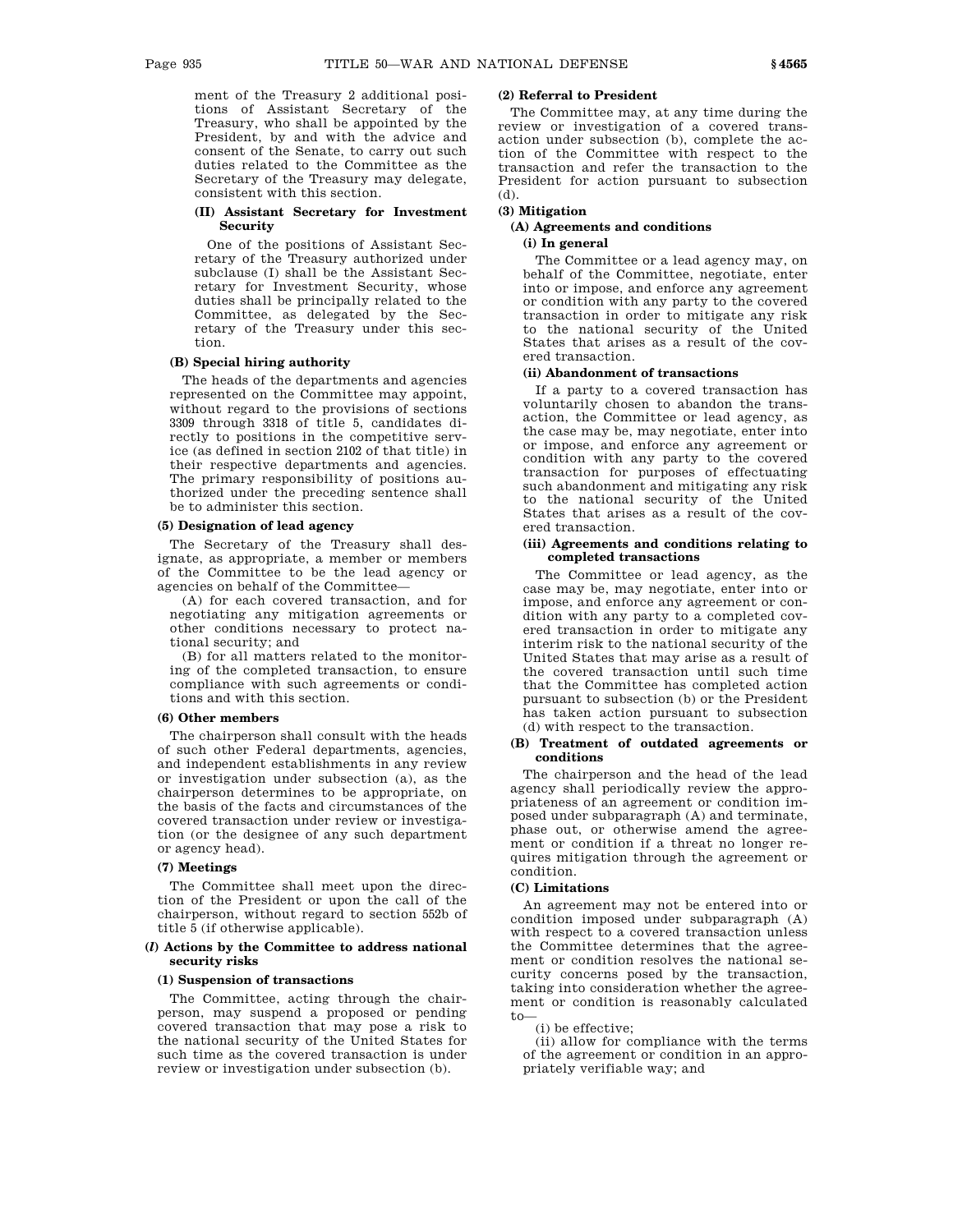ment of the Treasury 2 additional positions of Assistant Secretary of the Treasury, who shall be appointed by the President, by and with the advice and consent of the Senate, to carry out such duties related to the Committee as the Secretary of the Treasury may delegate, consistent with this section.

**(II) Assistant Secretary for Investment Security**

One of the positions of Assistant Secretary of the Treasury authorized under subclause (I) shall be the Assistant Secretary for Investment Security, whose duties shall be principally related to the Committee, as delegated by the Secretary of the Treasury under this section.

**(B) Special hiring authority**

The heads of the departments and agencies represented on the Committee may appoint, without regard to the provisions of sections 3309 through 3318 of title 5, candidates directly to positions in the competitive service (as defined in section 2102 of that title) in their respective departments and agencies. The primary responsibility of positions authorized under the preceding sentence shall be to administer this section.

**(5) Designation of lead agency**

The Secretary of the Treasury shall designate, as appropriate, a member or members of the Committee to be the lead agency or agencies on behalf of the Committee—

(A) for each covered transaction, and for negotiating any mitigation agreements or other conditions necessary to protect national security; and

(B) for all matters related to the monitoring of the completed transaction, to ensure compliance with such agreements or conditions and with this section.

**(6) Other members**

The chairperson shall consult with the heads of such other Federal departments, agencies, and independent establishments in any review or investigation under subsection (a), as the chairperson determines to be appropriate, on the basis of the facts and circumstances of the covered transaction under review or investigation (or the designee of any such department or agency head).

**(7) Meetings**

The Committee shall meet upon the direction of the President or upon the call of the chairperson, without regard to section 552b of title 5 (if otherwise applicable).

**(*l*) Actions by the Committee to address national security risks**

**(1) Suspension of transactions**

The Committee, acting through the chairperson, may suspend a proposed or pending covered transaction that may pose a risk to the national security of the United States for such time as the covered transaction is under review or investigation under subsection (b).

**(2) Referral to President**

The Committee may, at any time during the review or investigation of a covered transaction under subsection (b), complete the action of the Committee with respect to the transaction and refer the transaction to the President for action pursuant to subsection (d).

**(3) Mitigation**

**(A) Agreements and conditions**

**(i) In general**

The Committee or a lead agency may, on behalf of the Committee, negotiate, enter into or impose, and enforce any agreement or condition with any party to the covered transaction in order to mitigate any risk to the national security of the United States that arises as a result of the covered transaction.

**(ii) Abandonment of transactions**

If a party to a covered transaction has voluntarily chosen to abandon the transaction, the Committee or lead agency, as the case may be, may negotiate, enter into or impose, and enforce any agreement or condition with any party to the covered transaction for purposes of effectuating such abandonment and mitigating any risk to the national security of the United States that arises as a result of the covered transaction.

**(iii) Agreements and conditions relating to completed transactions**

The Committee or lead agency, as the case may be, may negotiate, enter into or impose, and enforce any agreement or condition with any party to a completed covered transaction in order to mitigate any interim risk to the national security of the United States that may arise as a result of the covered transaction until such time that the Committee has completed action pursuant to subsection (b) or the President has taken action pursuant to subsection (d) with respect to the transaction.

**(B) Treatment of outdated agreements or conditions**

The chairperson and the head of the lead agency shall periodically review the appropriateness of an agreement or condition imposed under subparagraph (A) and terminate, phase out, or otherwise amend the agreement or condition if a threat no longer requires mitigation through the agreement or condition.

**(C) Limitations**

An agreement may not be entered into or condition imposed under subparagraph (A) with respect to a covered transaction unless the Committee determines that the agreement or condition resolves the national security concerns posed by the transaction, taking into consideration whether the agreement or condition is reasonably calculated to—

(i) be effective;

(ii) allow for compliance with the terms of the agreement or condition in an appropriately verifiable way; and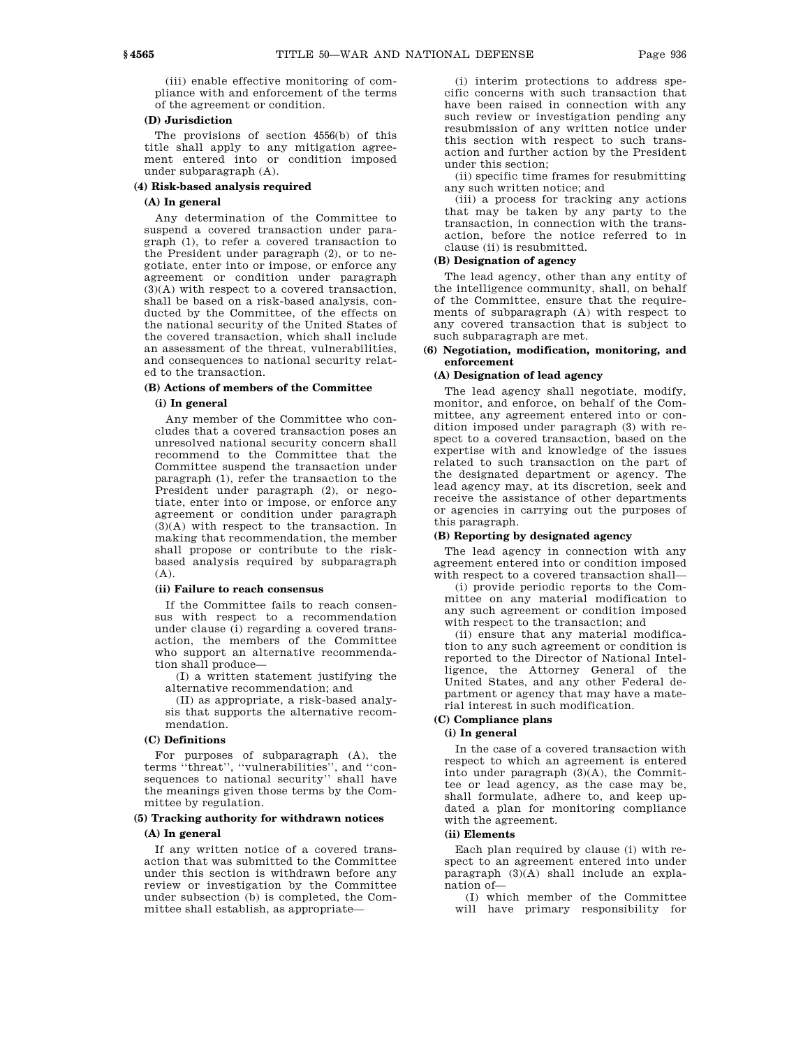(iii) enable effective monitoring of compliance with and enforcement of the terms of the agreement or condition.

**(D) Jurisdiction**

The provisions of section 4556(b) of this title shall apply to any mitigation agreement entered into or condition imposed under subparagraph (A).

**(4) Risk-based analysis required**

**(A) In general**

Any determination of the Committee to suspend a covered transaction under paragraph (1), to refer a covered transaction to the President under paragraph (2), or to negotiate, enter into or impose, or enforce any agreement or condition under paragraph (3)(A) with respect to a covered transaction, shall be based on a risk-based analysis, conducted by the Committee, of the effects on the national security of the United States of the covered transaction, which shall include an assessment of the threat, vulnerabilities, and consequences to national security related to the transaction.

**(B) Actions of members of the Committee**

**(i) In general**

Any member of the Committee who concludes that a covered transaction poses an unresolved national security concern shall recommend to the Committee that the Committee suspend the transaction under paragraph (1), refer the transaction to the President under paragraph (2), or negotiate, enter into or impose, or enforce any agreement or condition under paragraph (3)(A) with respect to the transaction. In making that recommendation, the member shall propose or contribute to the risk-based analysis required by subparagraph (A).

**(ii) Failure to reach consensus**

If the Committee fails to reach consensus with respect to a recommendation under clause (i) regarding a covered transaction, the members of the Committee who support an alternative recommendation shall produce—

(I) a written statement justifying the alternative recommendation; and

(II) as appropriate, a risk-based analysis that supports the alternative recommendation.

**(C) Definitions**

For purposes of subparagraph (A), the terms "threat", "vulnerabilities", and "consequences to national security" shall have the meanings given those terms by the Committee by regulation.

**(5) Tracking authority for withdrawn notices**

**(A) In general**

If any written notice of a covered transaction that was submitted to the Committee under this section is withdrawn before any review or investigation by the Committee under subsection (b) is completed, the Committee shall establish, as appropriate—

(i) interim protections to address specific concerns with such transaction that have been raised in connection with any such review or investigation pending any resubmission of any written notice under this section with respect to such transaction and further action by the President under this section;

(ii) specific time frames for resubmitting any such written notice; and

(iii) a process for tracking any actions that may be taken by any party to the transaction, in connection with the transaction, before the notice referred to in clause (ii) is resubmitted.

**(B) Designation of agency**

The lead agency, other than any entity of the intelligence community, shall, on behalf of the Committee, ensure that the requirements of subparagraph (A) with respect to any covered transaction that is subject to such subparagraph are met.

**(6) Negotiation, modification, monitoring, and enforcement**

**(A) Designation of lead agency**

The lead agency shall negotiate, modify, monitor, and enforce, on behalf of the Committee, any agreement entered into or condition imposed under paragraph (3) with respect to a covered transaction, based on the expertise with and knowledge of the issues related to such transaction on the part of the designated department or agency. The lead agency may, at its discretion, seek and receive the assistance of other departments or agencies in carrying out the purposes of this paragraph.

**(B) Reporting by designated agency**

The lead agency in connection with any agreement entered into or condition imposed with respect to a covered transaction shall—

(i) provide periodic reports to the Committee on any material modification to any such agreement or condition imposed with respect to the transaction; and

(ii) ensure that any material modification to any such agreement or condition is reported to the Director of National Intelligence, the Attorney General of the United States, and any other Federal department or agency that may have a material interest in such modification.

**(C) Compliance plans**

**(i) In general**

In the case of a covered transaction with respect to which an agreement is entered into under paragraph (3)(A), the Committee or lead agency, as the case may be, shall formulate, adhere to, and keep updated a plan for monitoring compliance with the agreement.

**(ii) Elements**

Each plan required by clause (i) with respect to an agreement entered into under paragraph (3)(A) shall include an explanation of—

(I) which member of the Committee will have primary responsibility for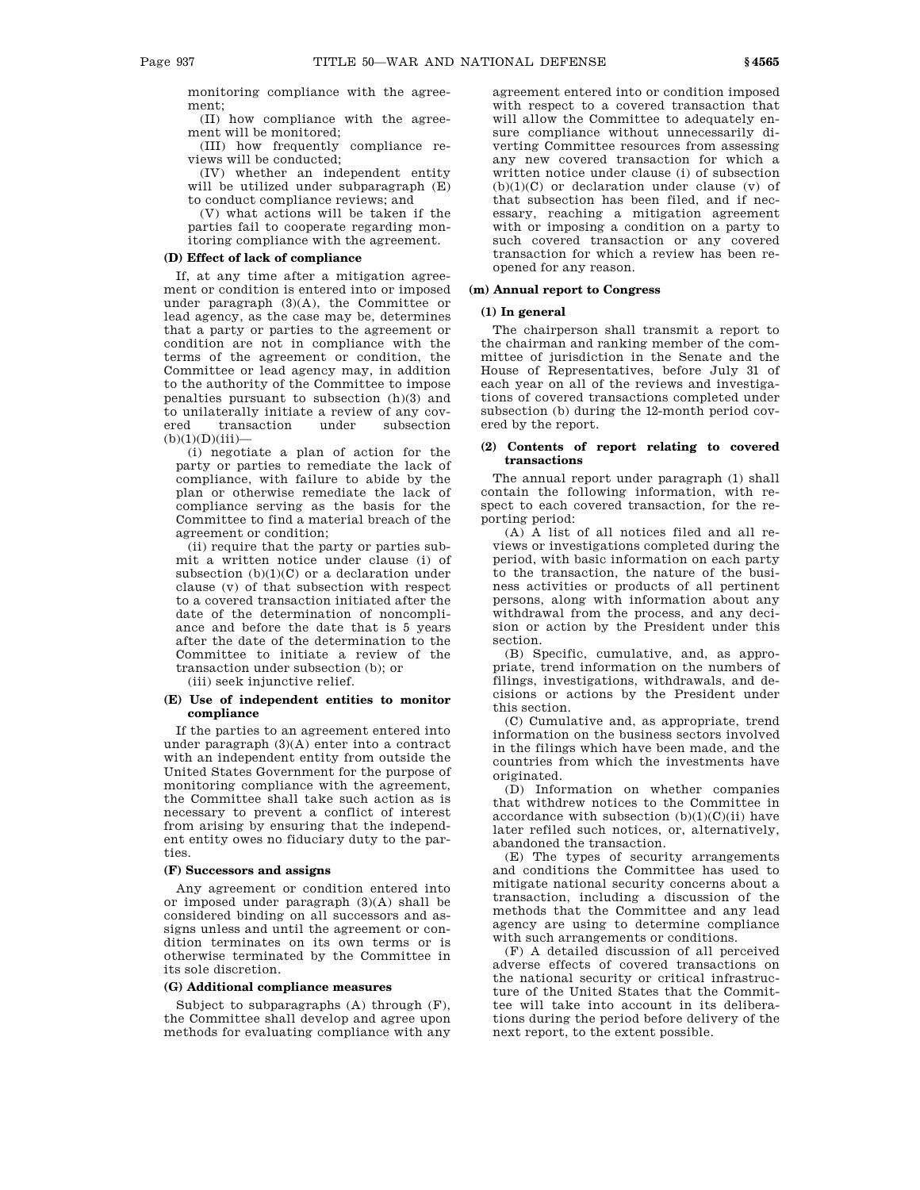monitoring compliance with the agreement;

(II) how compliance with the agreement will be monitored;

(III) how frequently compliance reviews will be conducted;

(IV) whether an independent entity will be utilized under subparagraph (E) to conduct compliance reviews; and

(V) what actions will be taken if the parties fail to cooperate regarding monitoring compliance with the agreement.

#### (D) Effect of lack of compliance

If, at any time after a mitigation agreement or condition is entered into or imposed under paragraph (3)(A), the Committee or lead agency, as the case may be, determines that a party or parties to the agreement or condition are not in compliance with the terms of the agreement or condition, the Committee or lead agency may, in addition to the authority of the Committee to impose penalties pursuant to subsection (h)(3) and to unilaterally initiate a review of any covered transaction under subsection (b)(1)(D)(iii)—

(i) negotiate a plan of action for the party or parties to remediate the lack of compliance, with failure to abide by the plan or otherwise remediate the lack of compliance serving as the basis for the Committee to find a material breach of the agreement or condition;

(ii) require that the party or parties submit a written notice under clause (i) of subsection (b)(1)(C) or a declaration under clause (v) of that subsection with respect to a covered transaction initiated after the date of the determination of noncompliance and before the date that is 5 years after the date of the determination to the Committee to initiate a review of the transaction under subsection (b); or

(iii) seek injunctive relief.

#### (E) Use of independent entities to monitor compliance

If the parties to an agreement entered into under paragraph (3)(A) enter into a contract with an independent entity from outside the United States Government for the purpose of monitoring compliance with the agreement, the Committee shall take such action as is necessary to prevent a conflict of interest from arising by ensuring that the independent entity owes no fiduciary duty to the parties.

#### (F) Successors and assigns

Any agreement or condition entered into or imposed under paragraph (3)(A) shall be considered binding on all successors and assigns unless and until the agreement or condition terminates on its own terms or is otherwise terminated by the Committee in its sole discretion.

#### (G) Additional compliance measures

Subject to subparagraphs (A) through (F), the Committee shall develop and agree upon methods for evaluating compliance with any agreement entered into or condition imposed with respect to a covered transaction that will allow the Committee to adequately ensure compliance without unnecessarily diverting Committee resources from assessing any new covered transaction for which a written notice under clause (i) of subsection (b)(1)(C) or declaration under clause (v) of that subsection has been filed, and if necessary, reaching a mitigation agreement with or imposing a condition on a party to such covered transaction or any covered transaction for which a review has been reopened for any reason.

### (m) Annual report to Congress

#### (1) In general

The chairperson shall transmit a report to the chairman and ranking member of the committee of jurisdiction in the Senate and the House of Representatives, before July 31 of each year on all of the reviews and investigations of covered transactions completed under subsection (b) during the 12-month period covered by the report.

#### (2) Contents of report relating to covered transactions

The annual report under paragraph (1) shall contain the following information, with respect to each covered transaction, for the reporting period:

(A) A list of all notices filed and all reviews or investigations completed during the period, with basic information on each party to the transaction, the nature of the business activities or products of all pertinent persons, along with information about any withdrawal from the process, and any decision or action by the President under this section.

(B) Specific, cumulative, and, as appropriate, trend information on the numbers of filings, investigations, withdrawals, and decisions or actions by the President under this section.

(C) Cumulative and, as appropriate, trend information on the business sectors involved in the filings which have been made, and the countries from which the investments have originated.

(D) Information on whether companies that withdrew notices to the Committee in accordance with subsection (b)(1)(C)(ii) have later refiled such notices, or, alternatively, abandoned the transaction.

(E) The types of security arrangements and conditions the Committee has used to mitigate national security concerns about a transaction, including a discussion of the methods that the Committee and any lead agency are using to determine compliance with such arrangements or conditions.

(F) A detailed discussion of all perceived adverse effects of covered transactions on the national security or critical infrastructure of the United States that the Committee will take into account in its deliberations during the period before delivery of the next report, to the extent possible.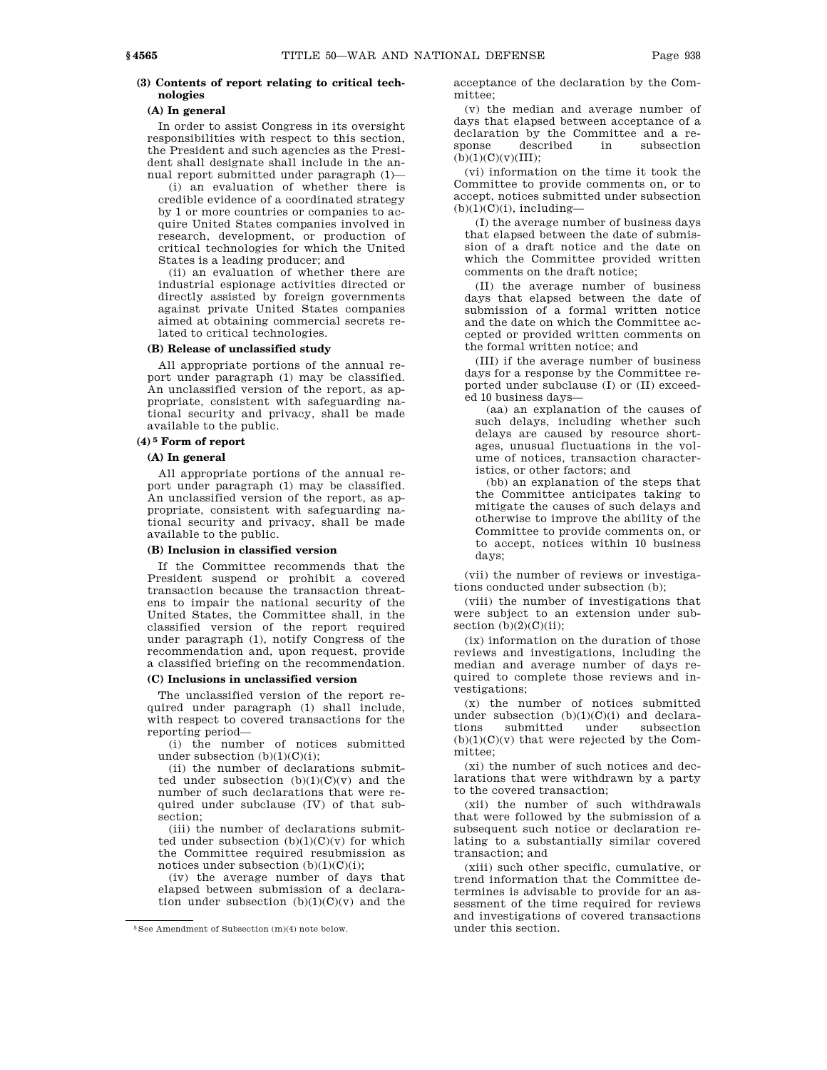**(3) Contents of report relating to critical technologies**

**(A) In general**

In order to assist Congress in its oversight responsibilities with respect to this section, the President and such agencies as the President shall designate shall include in the annual report submitted under paragraph (1)—

(i) an evaluation of whether there is credible evidence of a coordinated strategy by 1 or more countries or companies to acquire United States companies involved in research, development, or production of critical technologies for which the United States is a leading producer; and

(ii) an evaluation of whether there are industrial espionage activities directed or directly assisted by foreign governments against private United States companies aimed at obtaining commercial secrets related to critical technologies.

**(B) Release of unclassified study**

All appropriate portions of the annual report under paragraph (1) may be classified. An unclassified version of the report, as appropriate, consistent with safeguarding national security and privacy, shall be made available to the public.

**(4)[5] Form of report**

**(A) In general**

All appropriate portions of the annual report under paragraph (1) may be classified. An unclassified version of the report, as appropriate, consistent with safeguarding national security and privacy, shall be made available to the public.

**(B) Inclusion in classified version**

If the Committee recommends that the President suspend or prohibit a covered transaction because the transaction threatens to impair the national security of the United States, the Committee shall, in the classified version of the report required under paragraph (1), notify Congress of the recommendation and, upon request, provide a classified briefing on the recommendation.

**(C) Inclusions in unclassified version**

The unclassified version of the report required under paragraph (1) shall include, with respect to covered transactions for the reporting period—

(i) the number of notices submitted under subsection (b)(1)(C)(i);

(ii) the number of declarations submitted under subsection (b)(1)(C)(v) and the number of such declarations that were required under subclause (IV) of that subsection;

(iii) the number of declarations submitted under subsection (b)(1)(C)(v) for which the Committee required resubmission as notices under subsection (b)(1)(C)(i);

(iv) the average number of days that elapsed between submission of a declaration under subsection (b)(1)(C)(v) and the acceptance of the declaration by the Committee;

(v) the median and average number of days that elapsed between acceptance of a declaration by the Committee and a response described in subsection (b)(1)(C)(v)(III);

(vi) information on the time it took the Committee to provide comments on, or to accept, notices submitted under subsection (b)(1)(C)(i), including—

(I) the average number of business days that elapsed between the date of submission of a draft notice and the date on which the Committee provided written comments on the draft notice;

(II) the average number of business days that elapsed between the date of submission of a formal written notice and the date on which the Committee accepted or provided written comments on the formal written notice; and

(III) if the average number of business days for a response by the Committee reported under subclause (I) or (II) exceeded 10 business days—

(aa) an explanation of the causes of such delays, including whether such delays are caused by resource shortages, unusual fluctuations in the volume of notices, transaction characteristics, or other factors; and

(bb) an explanation of the steps that the Committee anticipates taking to mitigate the causes of such delays and otherwise to improve the ability of the Committee to provide comments on, or to accept, notices within 10 business days;

(vii) the number of reviews or investigations conducted under subsection (b);

(viii) the number of investigations that were subject to an extension under subsection (b)(2)(C)(ii);

(ix) information on the duration of those reviews and investigations, including the median and average number of days required to complete those reviews and investigations;

(x) the number of notices submitted under subsection (b)(1)(C)(i) and declarations submitted under subsection (b)(1)(C)(v) that were rejected by the Committee;

(xi) the number of such notices and declarations that were withdrawn by a party to the covered transaction;

(xii) the number of such withdrawals that were followed by the submission of a subsequent such notice or declaration relating to a substantially similar covered transaction; and

(xiii) such other specific, cumulative, or trend information that the Committee determines is advisable to provide for an assessment of the time required for reviews and investigations of covered transactions under this section.

---

[5] See Amendment of Subsection (m)(4) note below.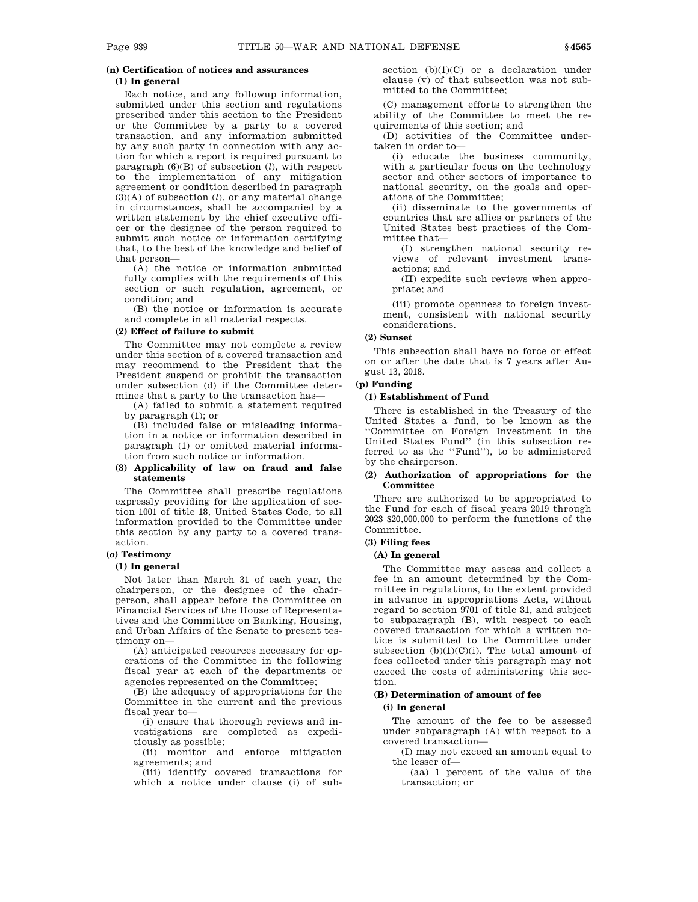**(n) Certification of notices and assurances**

**(1) In general**

Each notice, and any followup information, submitted under this section and regulations prescribed under this section to the President or the Committee by a party to a covered transaction, and any information submitted by any such party in connection with any action for which a report is required pursuant to paragraph (6)(B) of subsection (*l*), with respect to the implementation of any mitigation agreement or condition described in paragraph (3)(A) of subsection (*l*), or any material change in circumstances, shall be accompanied by a written statement by the chief executive officer or the designee of the person required to submit such notice or information certifying that, to the best of the knowledge and belief of that person—

(A) the notice or information submitted fully complies with the requirements of this section or such regulation, agreement, or condition; and

(B) the notice or information is accurate and complete in all material respects.

**(2) Effect of failure to submit**

The Committee may not complete a review under this section of a covered transaction and may recommend to the President that the President suspend or prohibit the transaction under subsection (d) if the Committee determines that a party to the transaction has—

(A) failed to submit a statement required by paragraph (1); or

(B) included false or misleading information in a notice or information described in paragraph (1) or omitted material information from such notice or information.

**(3) Applicability of law on fraud and false statements**

The Committee shall prescribe regulations expressly providing for the application of section 1001 of title 18, United States Code, to all information provided to the Committee under this section by any party to a covered transaction.

**(*o*) Testimony**

**(1) In general**

Not later than March 31 of each year, the chairperson, or the designee of the chairperson, shall appear before the Committee on Financial Services of the House of Representatives and the Committee on Banking, Housing, and Urban Affairs of the Senate to present testimony on—

(A) anticipated resources necessary for operations of the Committee in the following fiscal year at each of the departments or agencies represented on the Committee;

(B) the adequacy of appropriations for the Committee in the current and the previous fiscal year to—

(i) ensure that thorough reviews and investigations are completed as expeditiously as possible;

(ii) monitor and enforce mitigation agreements; and

(iii) identify covered transactions for which a notice under clause (i) of subsection (b)(1)(C) or a declaration under clause (v) of that subsection was not submitted to the Committee;

(C) management efforts to strengthen the ability of the Committee to meet the requirements of this section; and

(D) activities of the Committee undertaken in order to—

(i) educate the business community, with a particular focus on the technology sector and other sectors of importance to national security, on the goals and operations of the Committee;

(ii) disseminate to the governments of countries that are allies or partners of the United States best practices of the Committee that—

(I) strengthen national security reviews of relevant investment transactions; and

(II) expedite such reviews when appropriate; and

(iii) promote openness to foreign investment, consistent with national security considerations.

**(2) Sunset**

This subsection shall have no force or effect on or after the date that is 7 years after August 13, 2018.

**(p) Funding**

**(1) Establishment of Fund**

There is established in the Treasury of the United States a fund, to be known as the "Committee on Foreign Investment in the United States Fund" (in this subsection referred to as the "Fund"), to be administered by the chairperson.

**(2) Authorization of appropriations for the Committee**

There are authorized to be appropriated to the Fund for each of fiscal years 2019 through 2023 $20,000,000 to perform the functions of the Committee.

**(3) Filing fees**

**(A) In general**

The Committee may assess and collect a fee in an amount determined by the Committee in regulations, to the extent provided in advance in appropriations Acts, without regard to section 9701 of title 31, and subject to subparagraph (B), with respect to each covered transaction for which a written notice is submitted to the Committee under subsection (b)(1)(C)(i). The total amount of fees collected under this paragraph may not exceed the costs of administering this section.

**(B) Determination of amount of fee**

**(i) In general**

The amount of the fee to be assessed under subparagraph (A) with respect to a covered transaction—

(I) may not exceed an amount equal to the lesser of—

(aa) 1 percent of the value of the transaction; or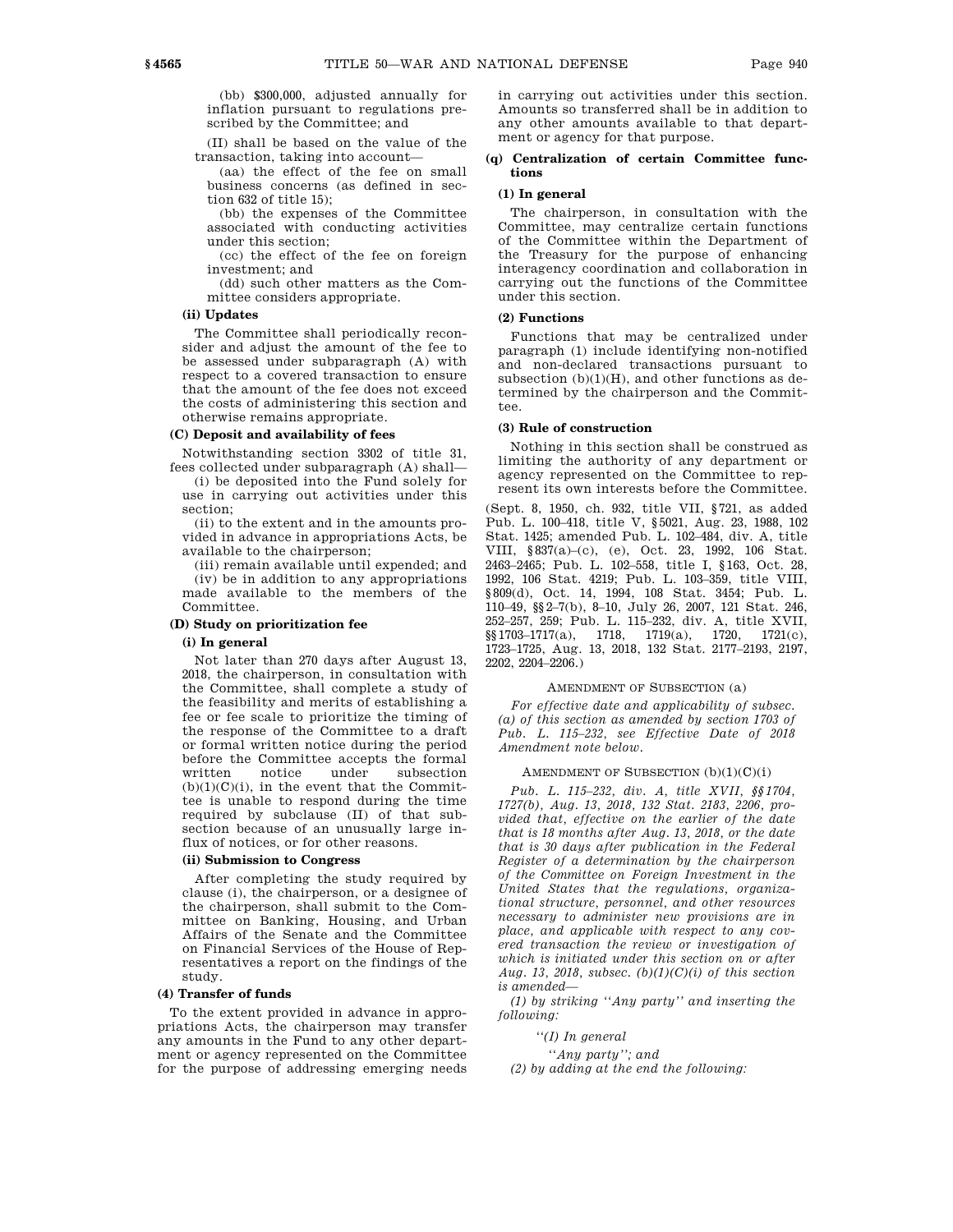(bb) $300,000, adjusted annually for inflation pursuant to regulations prescribed by the Committee; and

(II) shall be based on the value of the transaction, taking into account—

(aa) the effect of the fee on small business concerns (as defined in section 632 of title 15);

(bb) the expenses of the Committee associated with conducting activities under this section;

(cc) the effect of the fee on foreign investment; and

(dd) such other matters as the Committee considers appropriate.

**(ii) Updates**

The Committee shall periodically reconsider and adjust the amount of the fee to be assessed under subparagraph (A) with respect to a covered transaction to ensure that the amount of the fee does not exceed the costs of administering this section and otherwise remains appropriate.

**(C) Deposit and availability of fees**

Notwithstanding section 3302 of title 31, fees collected under subparagraph (A) shall—

(i) be deposited into the Fund solely for use in carrying out activities under this section;

(ii) to the extent and in the amounts provided in advance in appropriations Acts, be available to the chairperson;

(iii) remain available until expended; and

(iv) be in addition to any appropriations made available to the members of the Committee.

**(D) Study on prioritization fee**

**(i) In general**

Not later than 270 days after August 13, 2018, the chairperson, in consultation with the Committee, shall complete a study of the feasibility and merits of establishing a fee or fee scale to prioritize the timing of the response of the Committee to a draft or formal written notice during the period before the Committee accepts the formal written notice under subsection (b)(1)(C)(i), in the event that the Committee is unable to respond during the time required by subclause (II) of that subsection because of an unusually large influx of notices, or for other reasons.

**(ii) Submission to Congress**

After completing the study required by clause (i), the chairperson, or a designee of the chairperson, shall submit to the Committee on Banking, Housing, and Urban Affairs of the Senate and the Committee on Financial Services of the House of Representatives a report on the findings of the study.

**(4) Transfer of funds**

To the extent provided in advance in appropriations Acts, the chairperson may transfer any amounts in the Fund to any other department or agency represented on the Committee for the purpose of addressing emerging needs in carrying out activities under this section. Amounts so transferred shall be in addition to any other amounts available to that department or agency for that purpose.

**(q) Centralization of certain Committee functions**

**(1) In general**

The chairperson, in consultation with the Committee, may centralize certain functions of the Committee within the Department of the Treasury for the purpose of enhancing interagency coordination and collaboration in carrying out the functions of the Committee under this section.

**(2) Functions**

Functions that may be centralized under paragraph (1) include identifying non-notified and non-declared transactions pursuant to subsection (b)(1)(H), and other functions as determined by the chairperson and the Committee.

**(3) Rule of construction**

Nothing in this section shall be construed as limiting the authority of any department or agency represented on the Committee to represent its own interests before the Committee.

(Sept. 8, 1950, ch. 932, title VII, §721, as added Pub. L. 100–418, title V, §5021, Aug. 23, 1988, 102 Stat. 1425; amended Pub. L. 102–484, div. A, title VIII, §837(a)–(c), (e), Oct. 23, 1992, 106 Stat. 2463–2465; Pub. L. 102–558, title I, §163, Oct. 28, 1992, 106 Stat. 4219; Pub. L. 103–359, title VIII, §809(d), Oct. 14, 1994, 108 Stat. 3454; Pub. L. 110–49, §§2–7(b), 8–10, July 26, 2007, 121 Stat. 246, 252–257, 259; Pub. L. 115–232, div. A, title XVII, §§1703–1717(a), 1718, 1719(a), 1720, 1721(c), 1723–1725, Aug. 13, 2018, 132 Stat. 2177–2193, 2197, 2202, 2204–2206.)

AMENDMENT OF SUBSECTION (a)

*For effective date and applicability of subsec. (a) of this section as amended by section 1703 of Pub. L. 115–232, see Effective Date of 2018 Amendment note below.*

AMENDMENT OF SUBSECTION (b)(1)(C)(i)

*Pub. L. 115–232, div. A, title XVII, §§1704, 1727(b), Aug. 13, 2018, 132 Stat. 2183, 2206, provided that, effective on the earlier of the date that is 18 months after Aug. 13, 2018, or the date that is 30 days after publication in the Federal Register of a determination by the chairperson of the Committee on Foreign Investment in the United States that the regulations, organizational structure, personnel, and other resources necessary to administer new provisions are in place, and applicable with respect to any covered transaction the review or investigation of which is initiated under this section on or after Aug. 13, 2018, subsec. (b)(1)(C)(i) of this section is amended—*

*(1) by striking ''Any party'' and inserting the following:*

*''(I) In general*

*''Any party''; and*

*(2) by adding at the end the following:*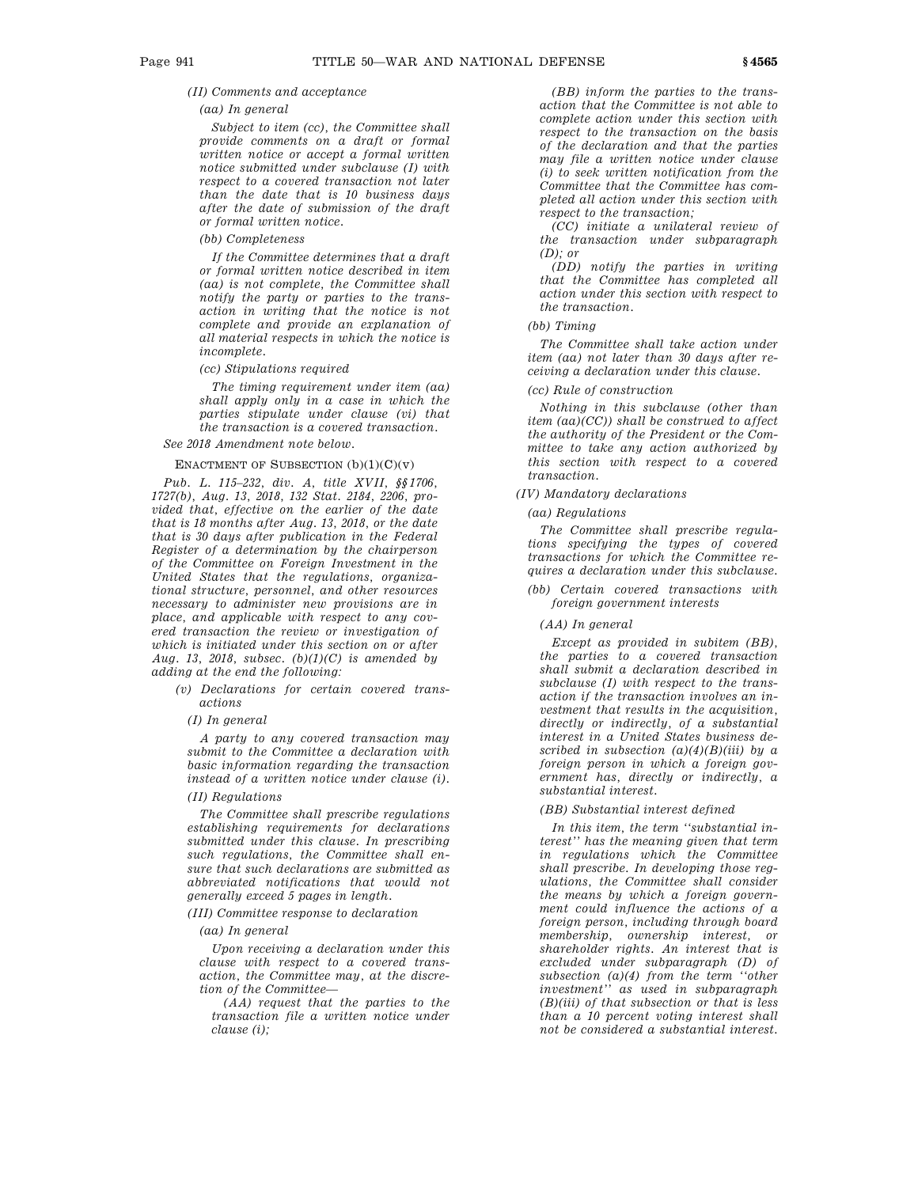*(II) Comments and acceptance*

*(aa) In general*

*Subject to item (cc), the Committee shall provide comments on a draft or formal written notice or accept a formal written notice submitted under subclause (I) with respect to a covered transaction not later than the date that is 10 business days after the date of submission of the draft or formal written notice.*

*(bb) Completeness*

*If the Committee determines that a draft or formal written notice described in item (aa) is not complete, the Committee shall notify the party or parties to the transaction in writing that the notice is not complete and provide an explanation of all material respects in which the notice is incomplete.*

*(cc) Stipulations required*

*The timing requirement under item (aa) shall apply only in a case in which the parties stipulate under clause (vi) that the transaction is a covered transaction.*

*See 2018 Amendment note below.*

ENACTMENT OF SUBSECTION (b)(1)(C)(v)

*Pub. L. 115–232, div. A, title XVII, §§1706, 1727(b), Aug. 13, 2018, 132 Stat. 2184, 2206, provided that, effective on the earlier of the date that is 18 months after Aug. 13, 2018, or the date that is 30 days after publication in the Federal Register of a determination by the chairperson of the Committee on Foreign Investment in the United States that the regulations, organizational structure, personnel, and other resources necessary to administer new provisions are in place, and applicable with respect to any covered transaction the review or investigation of which is initiated under this section on or after Aug. 13, 2018, subsec. (b)(1)(C) is amended by adding at the end the following:*

*(v) Declarations for certain covered transactions*

*(I) In general*

*A party to any covered transaction may submit to the Committee a declaration with basic information regarding the transaction instead of a written notice under clause (i).*

*(II) Regulations*

*The Committee shall prescribe regulations establishing requirements for declarations submitted under this clause. In prescribing such regulations, the Committee shall ensure that such declarations are submitted as abbreviated notifications that would not generally exceed 5 pages in length.*

*(III) Committee response to declaration*

*(aa) In general*

*Upon receiving a declaration under this clause with respect to a covered transaction, the Committee may, at the discretion of the Committee—*

*(AA) request that the parties to the transaction file a written notice under clause (i);*

*(BB) inform the parties to the transaction that the Committee is not able to complete action under this section with respect to the transaction on the basis of the declaration and that the parties may file a written notice under clause (i) to seek written notification from the Committee that the Committee has completed all action under this section with respect to the transaction;*

*(CC) initiate a unilateral review of the transaction under subparagraph (D); or*

*(DD) notify the parties in writing that the Committee has completed all action under this section with respect to the transaction.*

*(bb) Timing*

*The Committee shall take action under item (aa) not later than 30 days after receiving a declaration under this clause.*

*(cc) Rule of construction*

*Nothing in this subclause (other than item (aa)(CC)) shall be construed to affect the authority of the President or the Committee to take any action authorized by this section with respect to a covered transaction.*

*(IV) Mandatory declarations*

*(aa) Regulations*

*The Committee shall prescribe regulations specifying the types of covered transactions for which the Committee requires a declaration under this subclause.*

*(bb) Certain covered transactions with foreign government interests*

*(AA) In general*

*Except as provided in subitem (BB), the parties to a covered transaction shall submit a declaration described in subclause (I) with respect to the transaction if the transaction involves an investment that results in the acquisition, directly or indirectly, of a substantial interest in a United States business described in subsection (a)(4)(B)(iii) by a foreign person in which a foreign government has, directly or indirectly, a substantial interest.*

*(BB) Substantial interest defined*

*In this item, the term ''substantial interest'' has the meaning given that term in regulations which the Committee shall prescribe. In developing those regulations, the Committee shall consider the means by which a foreign government could influence the actions of a foreign person, including through board membership, ownership interest, or shareholder rights. An interest that is excluded under subparagraph (D) of subsection (a)(4) from the term ''other investment'' as used in subparagraph (B)(iii) of that subsection or that is less than a 10 percent voting interest shall not be considered a substantial interest.*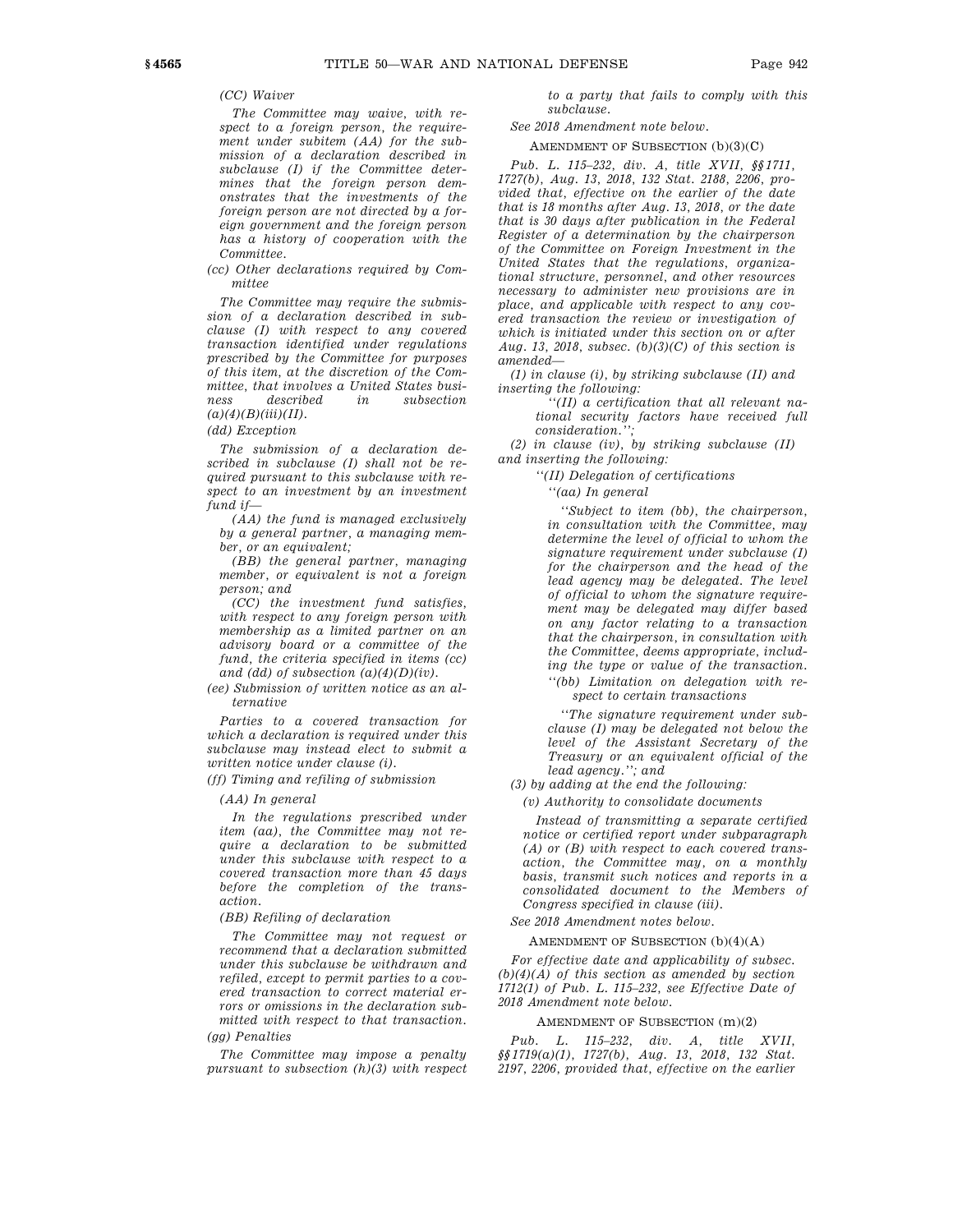*(CC) Waiver*

*The Committee may waive, with respect to a foreign person, the requirement under subitem (AA) for the submission of a declaration described in subclause (I) if the Committee determines that the foreign person demonstrates that the investments of the foreign person are not directed by a foreign government and the foreign person has a history of cooperation with the Committee.*

*(cc) Other declarations required by Committee*

*The Committee may require the submission of a declaration described in subclause (I) with respect to any covered transaction identified under regulations prescribed by the Committee for purposes of this item, at the discretion of the Committee, that involves a United States business described in subsection (a)(4)(B)(iii)(II).*

*(dd) Exception*

*The submission of a declaration described in subclause (I) shall not be required pursuant to this subclause with respect to an investment by an investment fund if—*

*(AA) the fund is managed exclusively by a general partner, a managing member, or an equivalent;*

*(BB) the general partner, managing member, or equivalent is not a foreign person; and*

*(CC) the investment fund satisfies, with respect to any foreign person with membership as a limited partner on an advisory board or a committee of the fund, the criteria specified in items (cc) and (dd) of subsection (a)(4)(D)(iv).*

*(ee) Submission of written notice as an alternative*

*Parties to a covered transaction for which a declaration is required under this subclause may instead elect to submit a written notice under clause (i).*

*(ff) Timing and refiling of submission*

*(AA) In general*

*In the regulations prescribed under item (aa), the Committee may not require a declaration to be submitted under this subclause with respect to a covered transaction more than 45 days before the completion of the transaction.*

*(BB) Refiling of declaration*

*The Committee may not request or recommend that a declaration submitted under this subclause be withdrawn and refiled, except to permit parties to a covered transaction to correct material errors or omissions in the declaration submitted with respect to that transaction.*

*(gg) Penalties*

*The Committee may impose a penalty pursuant to subsection (h)(3) with respect to a party that fails to comply with this subclause.*

*See 2018 Amendment note below.*

AMENDMENT OF SUBSECTION (b)(3)(C)

*Pub. L. 115–232, div. A, title XVII, §§1711, 1727(b), Aug. 13, 2018, 132 Stat. 2188, 2206, provided that, effective on the earlier of the date that is 18 months after Aug. 13, 2018, or the date that is 30 days after publication in the Federal Register of a determination by the chairperson of the Committee on Foreign Investment in the United States that the regulations, organizational structure, personnel, and other resources necessary to administer new provisions are in place, and applicable with respect to any covered transaction the review or investigation of which is initiated under this section on or after Aug. 13, 2018, subsec. (b)(3)(C) of this section is amended—*

*(1) in clause (i), by striking subclause (II) and inserting the following:*

*''(II) a certification that all relevant national security factors have received full consideration.'';*

*(2) in clause (iv), by striking subclause (II) and inserting the following:*

*''(II) Delegation of certifications*

*''(aa) In general*

*''Subject to item (bb), the chairperson, in consultation with the Committee, may determine the level of official to whom the signature requirement under subclause (I) for the chairperson and the head of the lead agency may be delegated. The level of official to whom the signature requirement may be delegated may differ based on any factor relating to a transaction that the chairperson, in consultation with the Committee, deems appropriate, including the type or value of the transaction.*

*''(bb) Limitation on delegation with respect to certain transactions*

*''The signature requirement under subclause (I) may be delegated not below the level of the Assistant Secretary of the Treasury or an equivalent official of the lead agency.''; and*

*(3) by adding at the end the following:*

*(v) Authority to consolidate documents*

*Instead of transmitting a separate certified notice or certified report under subparagraph (A) or (B) with respect to each covered transaction, the Committee may, on a monthly basis, transmit such notices and reports in a consolidated document to the Members of Congress specified in clause (iii).*

*See 2018 Amendment notes below.*

AMENDMENT OF SUBSECTION (b)(4)(A)

*For effective date and applicability of subsec. (b)(4)(A) of this section as amended by section 1712(1) of Pub. L. 115–232, see Effective Date of 2018 Amendment note below.*

AMENDMENT OF SUBSECTION (m)(2)

*Pub. L. 115–232, div. A, title XVII, §§1719(a)(1), 1727(b), Aug. 13, 2018, 132 Stat. 2197, 2206, provided that, effective on the earlier*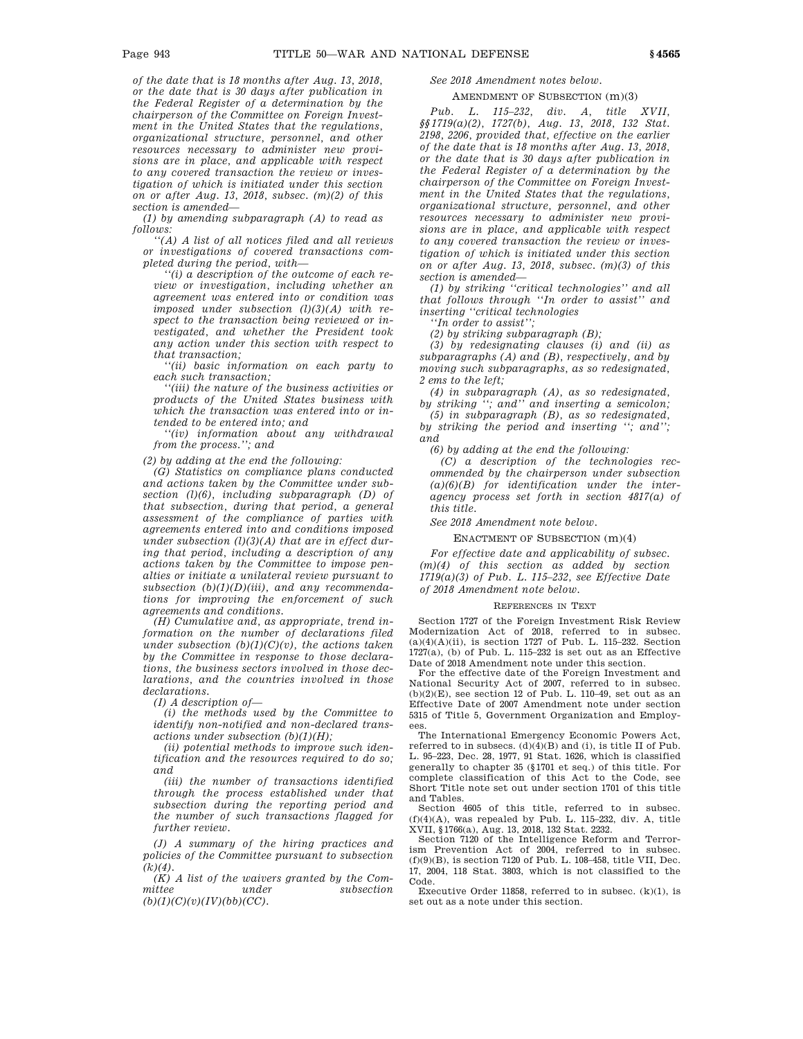*of the date that is 18 months after Aug. 13, 2018, or the date that is 30 days after publication in the Federal Register of a determination by the chairperson of the Committee on Foreign Investment in the United States that the regulations, organizational structure, personnel, and other resources necessary to administer new provisions are in place, and applicable with respect to any covered transaction the review or investigation of which is initiated under this section on or after Aug. 13, 2018, subsec. (m)(2) of this section is amended—*

*(1) by amending subparagraph (A) to read as follows:*

*''(A) A list of all notices filed and all reviews or investigations of covered transactions completed during the period, with—*

*''(i) a description of the outcome of each review or investigation, including whether an agreement was entered into or condition was imposed under subsection (l)(3)(A) with respect to the transaction being reviewed or investigated, and whether the President took any action under this section with respect to that transaction;*

*''(ii) basic information on each party to each such transaction;*

*''(iii) the nature of the business activities or products of the United States business with which the transaction was entered into or intended to be entered into; and*

*''(iv) information about any withdrawal from the process.''; and*

*(2) by adding at the end the following:*

*(G) Statistics on compliance plans conducted and actions taken by the Committee under subsection (l)(6), including subparagraph (D) of that subsection, during that period, a general assessment of the compliance of parties with agreements entered into and conditions imposed under subsection (l)(3)(A) that are in effect during that period, including a description of any actions taken by the Committee to impose penalties or initiate a unilateral review pursuant to subsection (b)(1)(D)(iii), and any recommendations for improving the enforcement of such agreements and conditions.*

*(H) Cumulative and, as appropriate, trend information on the number of declarations filed under subsection (b)(1)(C)(v), the actions taken by the Committee in response to those declarations, the business sectors involved in those declarations, and the countries involved in those declarations.*

*(I) A description of—*

*(i) the methods used by the Committee to identify non-notified and non-declared transactions under subsection (b)(1)(H);*

*(ii) potential methods to improve such identification and the resources required to do so; and*

*(iii) the number of transactions identified through the process established under that subsection during the reporting period and the number of such transactions flagged for further review.*

*(J) A summary of the hiring practices and policies of the Committee pursuant to subsection (k)(4).*

*(K) A list of the waivers granted by the Committee under subsection (b)(1)(C)(v)(IV)(bb)(CC).*

*See 2018 Amendment notes below.*

AMENDMENT OF SUBSECTION (m)(3)

*Pub. L. 115–232, div. A, title XVII, §§1719(a)(2), 1727(b), Aug. 13, 2018, 132 Stat. 2198, 2206, provided that, effective on the earlier of the date that is 18 months after Aug. 13, 2018, or the date that is 30 days after publication in the Federal Register of a determination by the chairperson of the Committee on Foreign Investment in the United States that the regulations, organizational structure, personnel, and other resources necessary to administer new provisions are in place, and applicable with respect to any covered transaction the review or investigation of which is initiated under this section on or after Aug. 13, 2018, subsec. (m)(3) of this section is amended—*

*(1) by striking ''critical technologies'' and all that follows through ''In order to assist'' and inserting ''critical technologies*

*''In order to assist'';*

*(2) by striking subparagraph (B);*

*(3) by redesignating clauses (i) and (ii) as subparagraphs (A) and (B), respectively, and by moving such subparagraphs, as so redesignated, 2 ems to the left;*

*(4) in subparagraph (A), as so redesignated, by striking ''; and'' and inserting a semicolon;*

*(5) in subparagraph (B), as so redesignated, by striking the period and inserting ''; and''; and*

*(6) by adding at the end the following:*

*(C) a description of the technologies recommended by the chairperson under subsection (a)(6)(B) for identification under the interagency process set forth in section 4817(a) of this title.*

*See 2018 Amendment note below.*

ENACTMENT OF SUBSECTION (m)(4)

*For effective date and applicability of subsec. (m)(4) of this section as added by section 1719(a)(3) of Pub. L. 115–232, see Effective Date of 2018 Amendment note below.*

REFERENCES IN TEXT

Section 1727 of the Foreign Investment Risk Review Modernization Act of 2018, referred to in subsec. (a)(4)(A)(ii), is section 1727 of Pub. L. 115–232. Section 1727(a), (b) of Pub. L. 115–232 is set out as an Effective Date of 2018 Amendment note under this section.

For the effective date of the Foreign Investment and National Security Act of 2007, referred to in subsec. (b)(2)(E), see section 12 of Pub. L. 110–49, set out as an Effective Date of 2007 Amendment note under section 5315 of Title 5, Government Organization and Employees.

The International Emergency Economic Powers Act, referred to in subsecs. (d)(4)(B) and (i), is title II of Pub. L. 95–223, Dec. 28, 1977, 91 Stat. 1626, which is classified generally to chapter 35 (§1701 et seq.) of this title. For complete classification of this Act to the Code, see Short Title note set out under section 1701 of this title and Tables.

Section 4605 of this title, referred to in subsec. (f)(4)(A), was repealed by Pub. L. 115–232, div. A, title XVII, §1766(a), Aug. 13, 2018, 132 Stat. 2232.

Section 7120 of the Intelligence Reform and Terrorism Prevention Act of 2004, referred to in subsec. (f)(9)(B), is section 7120 of Pub. L. 108–458, title VII, Dec. 17, 2004, 118 Stat. 3803, which is not classified to the Code.

Executive Order 11858, referred to in subsec. (k)(1), is set out as a note under this section.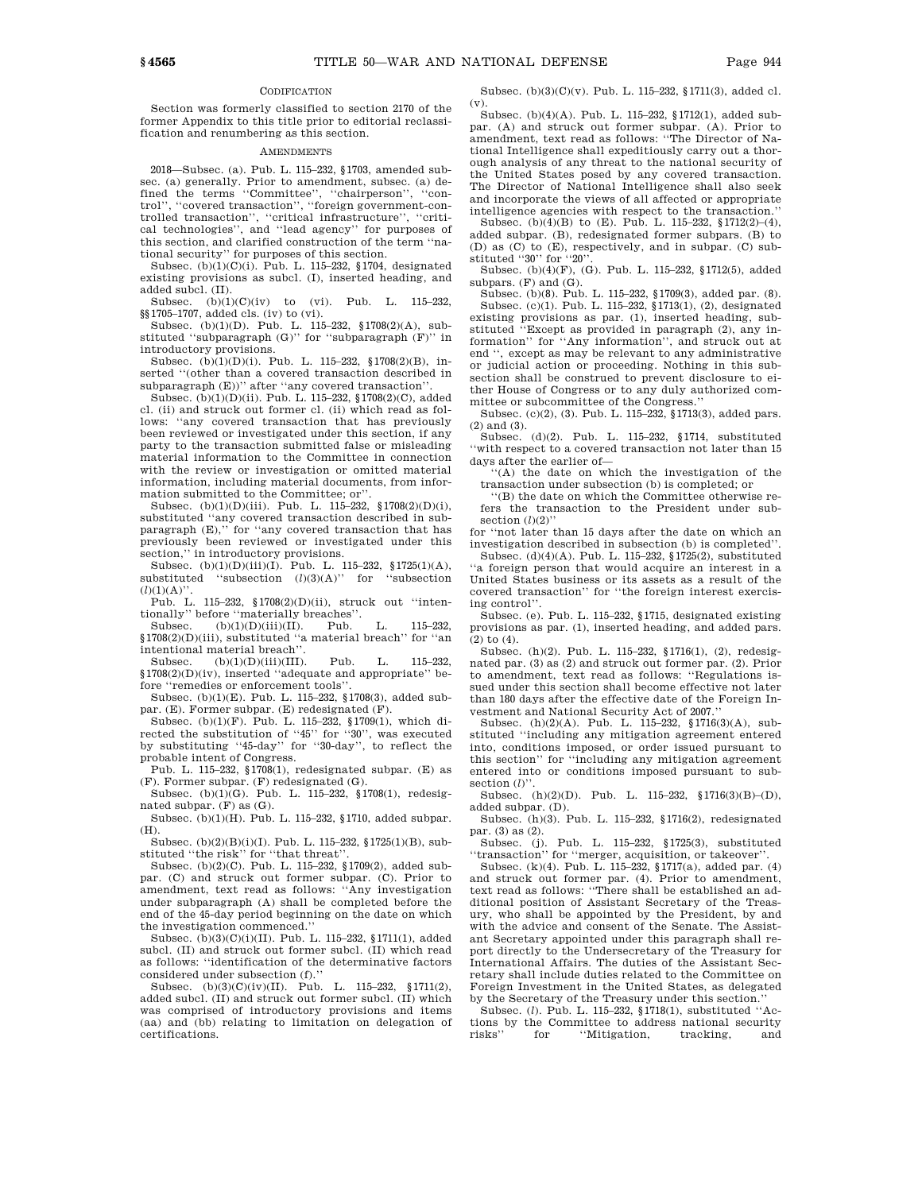## CODIFICATION

Section was formerly classified to section 2170 of the former Appendix to this title prior to editorial reclassification and renumbering as this section.

## AMENDMENTS

2018—Subsec. (a). Pub. L. 115–232, §1703, amended subsec. (a) generally. Prior to amendment, subsec. (a) defined the terms "Committee", "chairperson", "control", "covered transaction", "foreign government-controlled transaction", "critical infrastructure", "critical technologies", and "lead agency" for purposes of this section, and clarified construction of the term "national security" for purposes of this section.

Subsec. (b)(1)(C)(i). Pub. L. 115–232, §1704, designated existing provisions as subcl. (I), inserted heading, and added subcl. (II).

Subsec. (b)(1)(C)(iv) to (vi). Pub. L. 115–232, §§1705–1707, added cls. (iv) to (vi).

Subsec. (b)(1)(D). Pub. L. 115–232, §1708(2)(A), substituted "subparagraph (G)" for "subparagraph (F)" in introductory provisions.

Subsec. (b)(1)(D)(i). Pub. L. 115–232, §1708(2)(B), inserted "(other than a covered transaction described in subparagraph (E))" after "any covered transaction".

Subsec. (b)(1)(D)(ii). Pub. L. 115–232, §1708(2)(C), added cl. (ii) and struck out former cl. (ii) which read as follows: "any covered transaction that has previously been reviewed or investigated under this section, if any party to the transaction submitted false or misleading material information to the Committee in connection with the review or investigation or omitted material information, including material documents, from information submitted to the Committee; or".

Subsec. (b)(1)(D)(iii). Pub. L. 115–232, §1708(2)(D)(i), substituted "any covered transaction described in subparagraph (E)," for "any covered transaction that has previously been reviewed or investigated under this section," in introductory provisions.

Subsec. (b)(1)(D)(iii)(I). Pub. L. 115–232, §1725(1)(A), substituted "subsection (*l*)(3)(A)" for "subsection (*l*)(1)(A)".

Pub. L. 115–232, §1708(2)(D)(ii), struck out "intentionally" before "materially breaches".

Subsec. (b)(1)(D)(iii)(II). Pub. L. 115–232, §1708(2)(D)(iii), substituted "a material breach" for "an intentional material breach".

Subsec. (b)(1)(D)(iii)(III). Pub. L. 115–232, §1708(2)(D)(iv), inserted "adequate and appropriate" before "remedies or enforcement tools".

Subsec. (b)(1)(E). Pub. L. 115–232, §1708(3), added subpar. (E). Former subpar. (E) redesignated (F).

Subsec. (b)(1)(F). Pub. L. 115–232, §1709(1), which directed the substitution of "45" for "30", was executed by substituting "45-day" for "30-day", to reflect the probable intent of Congress.

Pub. L. 115–232, §1708(1), redesignated subpar. (E) as (F). Former subpar. (F) redesignated (G).

Subsec. (b)(1)(G). Pub. L. 115–232, §1708(1), redesignated subpar. (F) as (G).

Subsec. (b)(1)(H). Pub. L. 115–232, §1710, added subpar. (H).

Subsec. (b)(2)(B)(i)(I). Pub. L. 115–232, §1725(1)(B), substituted "the risk" for "that threat".

Subsec. (b)(2)(C). Pub. L. 115–232, §1709(2), added subpar. (C) and struck out former subpar. (C). Prior to amendment, text read as follows: "Any investigation under subparagraph (A) shall be completed before the end of the 45-day period beginning on the date on which the investigation commenced."

Subsec. (b)(3)(C)(i)(II). Pub. L. 115–232, §1711(1), added subcl. (II) and struck out former subcl. (II) which read as follows: "identification of the determinative factors considered under subsection (f)."

Subsec. (b)(3)(C)(iv)(II). Pub. L. 115–232, §1711(2), added subcl. (II) and struck out former subcl. (II) which was comprised of introductory provisions and items (aa) and (bb) relating to limitation on delegation of certifications.

Subsec. (b)(3)(C)(v). Pub. L. 115–232, §1711(3), added cl. (v).

Subsec. (b)(4)(A). Pub. L. 115–232, §1712(1), added subpar. (A) and struck out former subpar. (A). Prior to amendment, text read as follows: "The Director of National Intelligence shall expeditiously carry out a thorough analysis of any threat to the national security of the United States posed by any covered transaction. The Director of National Intelligence shall also seek and incorporate the views of all affected or appropriate intelligence agencies with respect to the transaction."

Subsec. (b)(4)(B) to (E). Pub. L. 115–232, §1712(2)–(4), added subpar. (B), redesignated former subpars. (B) to (D) as (C) to (E), respectively, and in subpar. (C) substituted "30" for "20".

Subsec. (b)(4)(F), (G). Pub. L. 115–232, §1712(5), added subpars. (F) and (G).

Subsec. (b)(8). Pub. L. 115–232, §1709(3), added par. (8).

Subsec. (c)(1). Pub. L. 115–232, §1713(1), (2), designated existing provisions as par. (1), inserted heading, substituted "Except as provided in paragraph (2), any information" for "Any information", and struck out at end ", except as may be relevant to any administrative or judicial action or proceeding. Nothing in this subsection shall be construed to prevent disclosure to either House of Congress or to any duly authorized committee or subcommittee of the Congress."

Subsec. (c)(2), (3). Pub. L. 115–232, §1713(3), added pars. (2) and (3).

Subsec. (d)(2). Pub. L. 115–232, §1714, substituted "with respect to a covered transaction not later than 15 days after the earlier of—

"(A) the date on which the investigation of the transaction under subsection (b) is completed; or

"(B) the date on which the Committee otherwise refers the transaction to the President under subsection (*l*)(2)"

for "not later than 15 days after the date on which an investigation described in subsection (b) is completed".

Subsec. (d)(4)(A). Pub. L. 115–232, §1725(2), substituted "a foreign person that would acquire an interest in a United States business or its assets as a result of the covered transaction" for "the foreign interest exercising control".

Subsec. (e). Pub. L. 115–232, §1715, designated existing provisions as par. (1), inserted heading, and added pars. (2) to (4).

Subsec. (h)(2). Pub. L. 115–232, §1716(1), (2), redesignated par. (3) as (2) and struck out former par. (2). Prior to amendment, text read as follows: "Regulations issued under this section shall become effective not later than 180 days after the effective date of the Foreign Investment and National Security Act of 2007."

Subsec. (h)(2)(A). Pub. L. 115–232, §1716(3)(A), substituted "including any mitigation agreement entered into, conditions imposed, or order issued pursuant to this section" for "including any mitigation agreement entered into or conditions imposed pursuant to subsection (*l*)".

Subsec. (h)(2)(D). Pub. L. 115–232, §1716(3)(B)–(D), added subpar. (D).

Subsec. (h)(3). Pub. L. 115–232, §1716(2), redesignated par. (3) as (2).

Subsec. (j). Pub. L. 115–232, §1725(3), substituted "transaction" for "merger, acquisition, or takeover".

Subsec. (k)(4). Pub. L. 115–232, §1717(a), added par. (4) and struck out former par. (4). Prior to amendment, text read as follows: "There shall be established an additional position of Assistant Secretary of the Treasury, who shall be appointed by the President, by and with the advice and consent of the Senate. The Assistant Secretary appointed under this paragraph shall report directly to the Undersecretary of the Treasury for International Affairs. The duties of the Assistant Secretary shall include duties related to the Committee on Foreign Investment in the United States, as delegated by the Secretary of the Treasury under this section."

Subsec. (*l*). Pub. L. 115–232, §1718(1), substituted "Actions by the Committee to address national security risks" for "Mitigation, tracking, and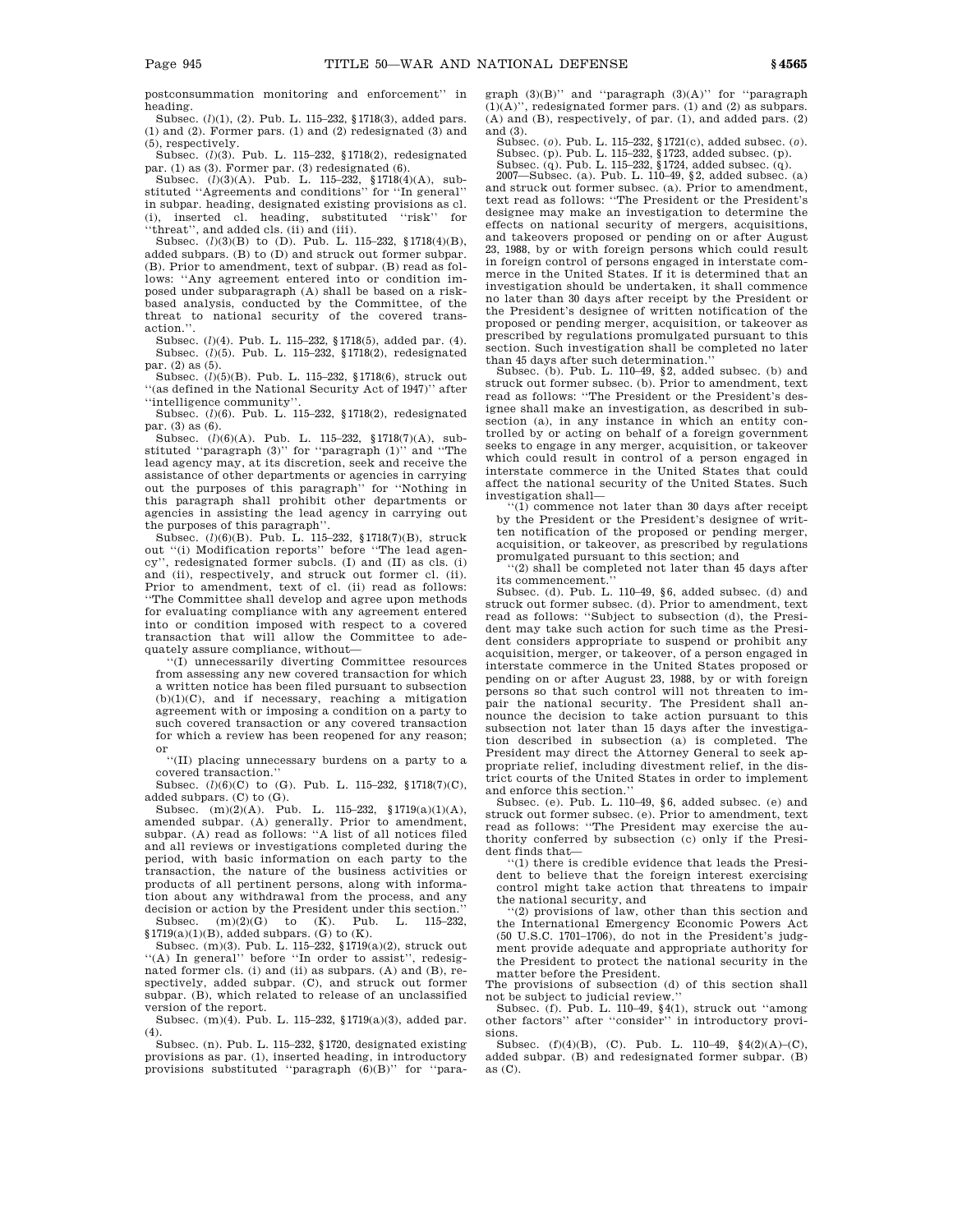postconsummation monitoring and enforcement'' in heading.

Subsec. (*l*)(1), (2). Pub. L. 115–232, §1718(3), added pars. (1) and (2). Former pars. (1) and (2) redesignated (3) and (5), respectively.

Subsec. (*l*)(3). Pub. L. 115–232, §1718(2), redesignated par. (1) as (3). Former par. (3) redesignated (6).

Subsec. (*l*)(3)(A). Pub. L. 115–232, §1718(4)(A), substituted ''Agreements and conditions'' for ''In general'' in subpar. heading, designated existing provisions as cl. (i), inserted cl. heading, substituted ''risk'' for ''threat'', and added cls. (ii) and (iii).

Subsec. (*l*)(3)(B) to (D). Pub. L. 115–232, §1718(4)(B), added subpars. (B) to (D) and struck out former subpar. (B). Prior to amendment, text of subpar. (B) read as follows: ''Any agreement entered into or condition imposed under subparagraph (A) shall be based on a risk-based analysis, conducted by the Committee, of the threat to national security of the covered transaction.''.

Subsec. (*l*)(4). Pub. L. 115–232, §1718(5), added par. (4).

Subsec. (*l*)(5). Pub. L. 115–232, §1718(2), redesignated par. (2) as (5).

Subsec. (*l*)(5)(B). Pub. L. 115–232, §1718(6), struck out ''(as defined in the National Security Act of 1947)'' after ''intelligence community''.

Subsec. (*l*)(6). Pub. L. 115–232, §1718(2), redesignated par. (3) as (6).

Subsec. (*l*)(6)(A). Pub. L. 115–232, §1718(7)(A), substituted ''paragraph (3)'' for ''paragraph (1)'' and ''The lead agency may, at its discretion, seek and receive the assistance of other departments or agencies in carrying out the purposes of this paragraph'' for ''Nothing in this paragraph shall prohibit other departments or agencies in assisting the lead agency in carrying out the purposes of this paragraph''.

Subsec. (*l*)(6)(B). Pub. L. 115–232, §1718(7)(B), struck out ''(i) Modification reports'' before ''The lead agency'', redesignated former subcls. (I) and (II) as cls. (i) and (ii), respectively, and struck out former cl. (ii). Prior to amendment, text of cl. (ii) read as follows: ''The Committee shall develop and agree upon methods for evaluating compliance with any agreement entered into or condition imposed with respect to a covered transaction that will allow the Committee to adequately assure compliance, without—

''(I) unnecessarily diverting Committee resources from assessing any new covered transaction for which a written notice has been filed pursuant to subsection (b)(1)(C), and if necessary, reaching a mitigation agreement with or imposing a condition on a party to such covered transaction or any covered transaction for which a review has been reopened for any reason; or

''(II) placing unnecessary burdens on a party to a covered transaction.''

Subsec. (*l*)(6)(C) to (G). Pub. L. 115–232, §1718(7)(C), added subpars. (C) to (G).

Subsec. (m)(2)(A). Pub. L. 115–232, §1719(a)(1)(A), amended subpar. (A) generally. Prior to amendment, subpar. (A) read as follows: ''A list of all notices filed and all reviews or investigations completed during the period, with basic information on each party to the transaction, the nature of the business activities or products of all pertinent persons, along with information about any withdrawal from the process, and any decision or action by the President under this section.''

Subsec. (m)(2)(G) to (K). Pub. L. 115–232, §1719(a)(1)(B), added subpars. (G) to (K).

Subsec. (m)(3). Pub. L. 115–232, §1719(a)(2), struck out ''(A) In general'' before ''In order to assist'', redesignated former cls. (i) and (ii) as subpars. (A) and (B), respectively, added subpar. (C), and struck out former subpar. (B), which related to release of an unclassified version of the report.

Subsec. (m)(4). Pub. L. 115–232, §1719(a)(3), added par. (4).

Subsec. (n). Pub. L. 115–232, §1720, designated existing provisions as par. (1), inserted heading, in introductory provisions substituted ''paragraph (6)(B)'' for ''paragraph (3)(B)'' and ''paragraph (3)(A)'' for ''paragraph (1)(A)'', redesignated former pars. (1) and (2) as subpars. (A) and (B), respectively, of par. (1), and added pars. (2) and (3).

Subsec. (*o*). Pub. L. 115–232, §1721(c), added subsec. (*o*).

Subsec. (p). Pub. L. 115–232, §1723, added subsec. (p).

Subsec. (q). Pub. L. 115–232, §1724, added subsec. (q).

2007—Subsec. (a). Pub. L. 110–49, §2, added subsec. (a) and struck out former subsec. (a). Prior to amendment, text read as follows: ''The President or the President's designee may make an investigation to determine the effects on national security of mergers, acquisitions, and takeovers proposed or pending on or after August 23, 1988, by or with foreign persons which could result in foreign control of persons engaged in interstate commerce in the United States. If it is determined that an investigation should be undertaken, it shall commence no later than 30 days after receipt by the President or the President's designee of written notification of the proposed or pending merger, acquisition, or takeover as prescribed by regulations promulgated pursuant to this section. Such investigation shall be completed no later than 45 days after such determination.''

Subsec. (b). Pub. L. 110–49, §2, added subsec. (b) and struck out former subsec. (b). Prior to amendment, text read as follows: ''The President or the President's designee shall make an investigation, as described in subsection (a), in any instance in which an entity controlled by or acting on behalf of a foreign government seeks to engage in any merger, acquisition, or takeover which could result in control of a person engaged in interstate commerce in the United States that could affect the national security of the United States. Such investigation shall—

''(1) commence not later than 30 days after receipt by the President or the President's designee of written notification of the proposed or pending merger, acquisition, or takeover, as prescribed by regulations promulgated pursuant to this section; and

''(2) shall be completed not later than 45 days after its commencement.''

Subsec. (d). Pub. L. 110–49, §6, added subsec. (d) and struck out former subsec. (d). Prior to amendment, text read as follows: ''Subject to subsection (d), the President may take such action for such time as the President considers appropriate to suspend or prohibit any acquisition, merger, or takeover, of a person engaged in interstate commerce in the United States proposed or pending on or after August 23, 1988, by or with foreign persons so that such control will not threaten to impair the national security. The President shall announce the decision to take action pursuant to this subsection not later than 15 days after the investigation described in subsection (a) is completed. The President may direct the Attorney General to seek appropriate relief, including divestment relief, in the district courts of the United States in order to implement and enforce this section.''

Subsec. (e). Pub. L. 110–49, §6, added subsec. (e) and struck out former subsec. (e). Prior to amendment, text read as follows: ''The President may exercise the authority conferred by subsection (c) only if the President finds that—

''(1) there is credible evidence that leads the President to believe that the foreign interest exercising control might take action that threatens to impair the national security, and

''(2) provisions of law, other than this section and the International Emergency Economic Powers Act (50 U.S.C. 1701–1706), do not in the President's judgment provide adequate and appropriate authority for the President to protect the national security in the matter before the President.

The provisions of subsection (d) of this section shall not be subject to judicial review.''

Subsec. (f). Pub. L. 110–49, §4(1), struck out ''among other factors'' after ''consider'' in introductory provisions.

Subsec. (f)(4)(B), (C). Pub. L. 110–49, §4(2)(A)–(C), added subpar. (B) and redesignated former subpar. (B) as (C).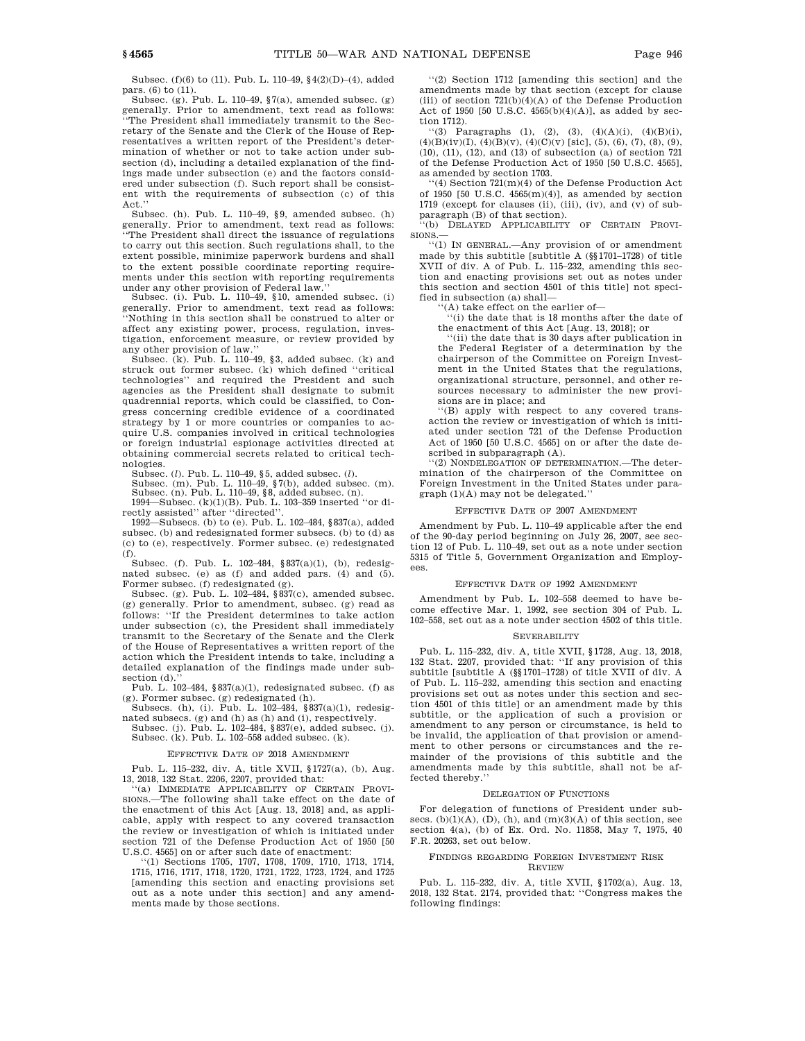Subsec. (f)(6) to (11). Pub. L. 110–49, §4(2)(D)–(4), added pars. (6) to (11).

Subsec. (g). Pub. L. 110–49, §7(a), amended subsec. (g) generally. Prior to amendment, text read as follows: "The President shall immediately transmit to the Secretary of the Senate and the Clerk of the House of Representatives a written report of the President's determination of whether or not to take action under subsection (d), including a detailed explanation of the findings made under subsection (e) and the factors considered under subsection (f). Such report shall be consistent with the requirements of subsection (c) of this Act."

Subsec. (h). Pub. L. 110–49, §9, amended subsec. (h) generally. Prior to amendment, text read as follows: "The President shall direct the issuance of regulations to carry out this section. Such regulations shall, to the extent possible, minimize paperwork burdens and shall to the extent possible coordinate reporting requirements under this section with reporting requirements under any other provision of Federal law."

Subsec. (i). Pub. L. 110–49, §10, amended subsec. (i) generally. Prior to amendment, text read as follows: "Nothing in this section shall be construed to alter or affect any existing power, process, regulation, investigation, enforcement measure, or review provided by any other provision of law."

Subsec. (k). Pub. L. 110–49, §3, added subsec. (k) and struck out former subsec. (k) which defined "critical technologies" and required the President and such agencies as the President shall designate to submit quadrennial reports, which could be classified, to Congress concerning credible evidence of a coordinated strategy by 1 or more countries or companies to acquire U.S. companies involved in critical technologies or foreign industrial espionage activities directed at obtaining commercial secrets related to critical technologies.

Subsec. (*l*). Pub. L. 110–49, §5, added subsec. (*l*).

Subsec. (m). Pub. L. 110–49, §7(b), added subsec. (m).

Subsec. (n). Pub. L. 110–49, §8, added subsec. (n).

1994—Subsec. (k)(1)(B). Pub. L. 103–359 inserted "or directly assisted" after "directed".

1992—Subsecs. (b) to (e). Pub. L. 102–484, §837(a), added subsec. (b) and redesignated former subsecs. (b) to (d) as (c) to (e), respectively. Former subsec. (e) redesignated (f).

Subsec. (f). Pub. L. 102–484, §837(a)(1), (b), redesignated subsec. (e) as (f) and added pars. (4) and (5). Former subsec. (f) redesignated (g).

Subsec. (g). Pub. L. 102–484, §837(c), amended subsec. (g) generally. Prior to amendment, subsec. (g) read as follows: "If the President determines to take action under subsection (c), the President shall immediately transmit to the Secretary of the Senate and the Clerk of the House of Representatives a written report of the action which the President intends to take, including a detailed explanation of the findings made under subsection (d)."

Pub. L. 102–484, §837(a)(1), redesignated subsec. (f) as (g). Former subsec. (g) redesignated (h).

Subsecs. (h), (i). Pub. L. 102–484, §837(a)(1), redesignated subsecs. (g) and (h) as (h) and (i), respectively.

Subsec. (j). Pub. L. 102–484, §837(e), added subsec. (j).

Subsec. (k). Pub. L. 102–558 added subsec. (k).

## Effective Date of 2018 Amendment

Pub. L. 115–232, div. A, title XVII, §1727(a), (b), Aug. 13, 2018, 132 Stat. 2206, 2207, provided that:

"(a) Immediate Applicability of Certain Provisions.—The following shall take effect on the date of the enactment of this Act [Aug. 13, 2018] and, as applicable, apply with respect to any covered transaction the review or investigation of which is initiated under section 721 of the Defense Production Act of 1950 [50 U.S.C. 4565] on or after such date of enactment:

"(1) Sections 1705, 1707, 1708, 1709, 1710, 1713, 1714, 1715, 1716, 1717, 1718, 1720, 1721, 1722, 1723, 1724, and 1725 [amending this section and enacting provisions set out as a note under this section] and any amendments made by those sections.

"(2) Section 1712 [amending this section] and the amendments made by that section (except for clause (iii) of section 721(b)(4)(A) of the Defense Production Act of 1950 [50 U.S.C. 4565(b)(4)(A)], as added by section 1712).

"(3) Paragraphs (1), (2), (3), (4)(A)(i), (4)(B)(i), (4)(B)(iv)(I), (4)(B)(v), (4)(C)(v) [sic], (5), (6), (7), (8), (9), (10), (11), (12), and (13) of subsection (a) of section 721 of the Defense Production Act of 1950 [50 U.S.C. 4565], as amended by section 1703.

"(4) Section 721(m)(4) of the Defense Production Act of 1950 [50 U.S.C. 4565(m)(4)], as amended by section 1719 (except for clauses (ii), (iii), (iv), and (v) of subparagraph (B) of that section).

"(b) Delayed Applicability of Certain Provisions.—

"(1) In general.—Any provision of or amendment made by this subtitle [subtitle A (§§1701–1728) of title XVII of div. A of Pub. L. 115–232, amending this section and enacting provisions set out as notes under this section and section 4501 of this title] not specified in subsection (a) shall—

"(A) take effect on the earlier of—

"(i) the date that is 18 months after the date of the enactment of this Act [Aug. 13, 2018]; or

"(ii) the date that is 30 days after publication in the Federal Register of a determination by the chairperson of the Committee on Foreign Investment in the United States that the regulations, organizational structure, personnel, and other resources necessary to administer the new provisions are in place; and

"(B) apply with respect to any covered transaction the review or investigation of which is initiated under section 721 of the Defense Production Act of 1950 [50 U.S.C. 4565] on or after the date described in subparagraph (A).

"(2) Nondelegation of determination.—The determination of the chairperson of the Committee on Foreign Investment in the United States under paragraph (1)(A) may not be delegated."

## Effective Date of 2007 Amendment

Amendment by Pub. L. 110–49 applicable after the end of the 90-day period beginning on July 26, 2007, see section 12 of Pub. L. 110–49, set out as a note under section 5315 of Title 5, Government Organization and Employees.

## Effective Date of 1992 Amendment

Amendment by Pub. L. 102–558 deemed to have become effective Mar. 1, 1992, see section 304 of Pub. L. 102–558, set out as a note under section 4502 of this title.

## Severability

Pub. L. 115–232, div. A, title XVII, §1728, Aug. 13, 2018, 132 Stat. 2207, provided that: "If any provision of this subtitle [subtitle A (§§1701–1728) of title XVII of div. A of Pub. L. 115–232, amending this section and enacting provisions set out as notes under this section and section 4501 of this title] or an amendment made by this subtitle, or the application of such a provision or amendment to any person or circumstance, is held to be invalid, the application of that provision or amendment to other persons or circumstances and the remainder of the provisions of this subtitle and the amendments made by this subtitle, shall not be affected thereby."

## Delegation of Functions

For delegation of functions of President under subsecs. (b)(1)(A), (D), (h), and (m)(3)(A) of this section, see section 4(a), (b) of Ex. Ord. No. 11858, May 7, 1975, 40 F.R. 20263, set out below.

## Findings Regarding Foreign Investment Risk Review

Pub. L. 115–232, div. A, title XVII, §1702(a), Aug. 13, 2018, 132 Stat. 2174, provided that: "Congress makes the following findings: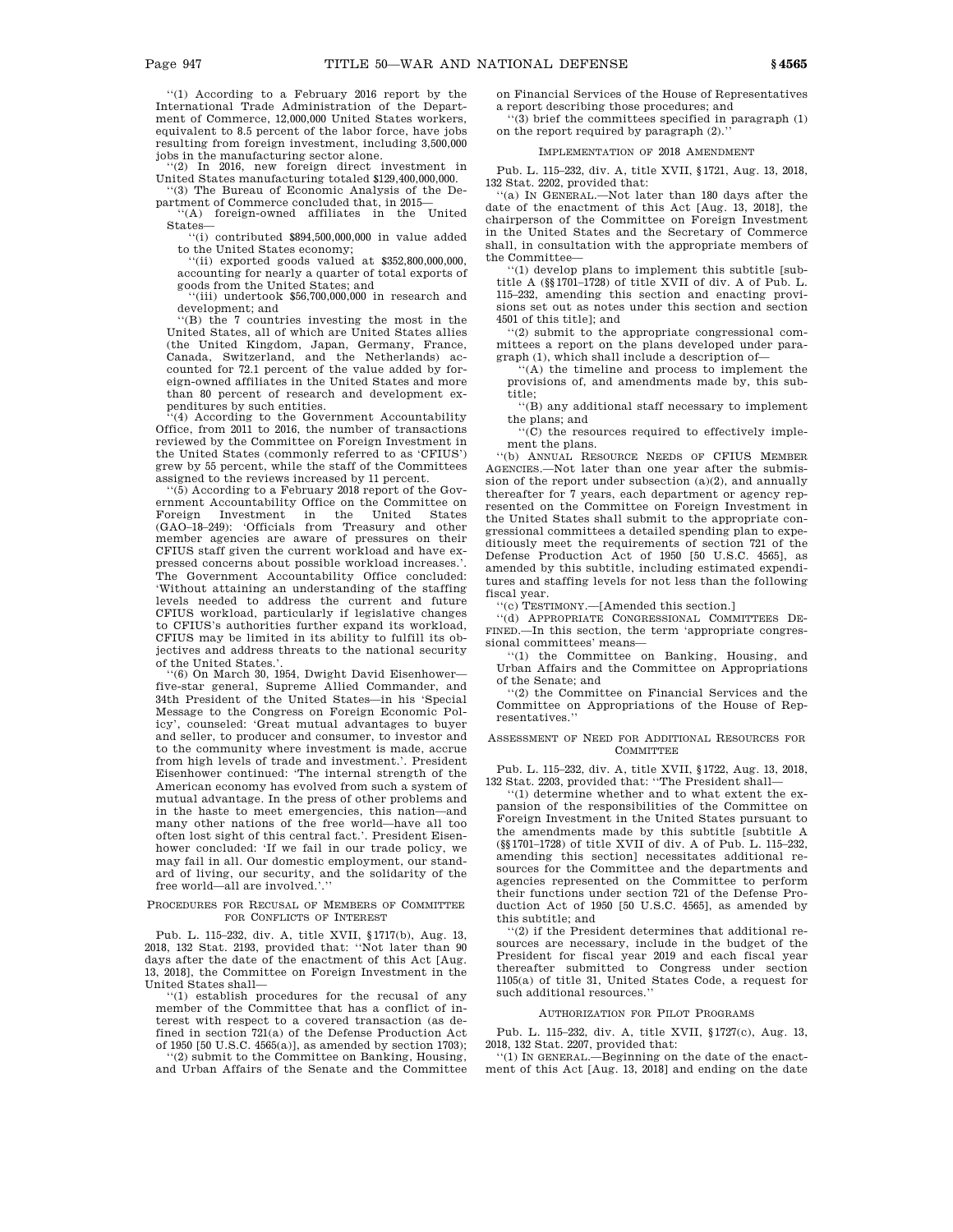''(1) According to a February 2016 report by the International Trade Administration of the Department of Commerce, 12,000,000 United States workers, equivalent to 8.5 percent of the labor force, have jobs resulting from foreign investment, including 3,500,000 jobs in the manufacturing sector alone.

''(2) In 2016, new foreign direct investment in United States manufacturing totaled $129,400,000,000.

''(3) The Bureau of Economic Analysis of the Department of Commerce concluded that, in 2015—

''(A) foreign-owned affiliates in the United States—

''(i) contributed $894,500,000,000 in value added to the United States economy;

''(ii) exported goods valued at $352,800,000,000, accounting for nearly a quarter of total exports of goods from the United States; and

''(iii) undertook $56,700,000,000 in research and development; and

''(B) the 7 countries investing the most in the United States, all of which are United States allies (the United Kingdom, Japan, Germany, France, Canada, Switzerland, and the Netherlands) accounted for 72.1 percent of the value added by foreign-owned affiliates in the United States and more than 80 percent of research and development expenditures by such entities.

''(4) According to the Government Accountability Office, from 2011 to 2016, the number of transactions reviewed by the Committee on Foreign Investment in the United States (commonly referred to as 'CFIUS') grew by 55 percent, while the staff of the Committees assigned to the reviews increased by 11 percent.

''(5) According to a February 2018 report of the Government Accountability Office on the Committee on Foreign Investment in the United States (GAO–18–249): 'Officials from Treasury and other member agencies are aware of pressures on their CFIUS staff given the current workload and have expressed concerns about possible workload increases.'. The Government Accountability Office concluded: 'Without attaining an understanding of the staffing levels needed to address the current and future CFIUS workload, particularly if legislative changes to CFIUS's authorities further expand its workload, CFIUS may be limited in its ability to fulfill its objectives and address threats to the national security of the United States.'.

''(6) On March 30, 1954, Dwight David Eisenhower—five-star general, Supreme Allied Commander, and 34th President of the United States—in his 'Special Message to the Congress on Foreign Economic Policy', counseled: 'Great mutual advantages to buyer and seller, to producer and consumer, to investor and to the community where investment is made, accrue from high levels of trade and investment.'. President Eisenhower continued: 'The internal strength of the American economy has evolved from such a system of mutual advantage. In the press of other problems and in the haste to meet emergencies, this nation—and many other nations of the free world—have all too often lost sight of this central fact.'. President Eisenhower concluded: 'If we fail in our trade policy, we may fail in all. Our domestic employment, our standard of living, our security, and the solidarity of the free world—all are involved.'.''

### Procedures for Recusal of Members of Committee for Conflicts of Interest

Pub. L. 115–232, div. A, title XVII, §1717(b), Aug. 13, 2018, 132 Stat. 2193, provided that: ''Not later than 90 days after the date of the enactment of this Act [Aug. 13, 2018], the Committee on Foreign Investment in the United States shall—

''(1) establish procedures for the recusal of any member of the Committee that has a conflict of interest with respect to a covered transaction (as defined in section 721(a) of the Defense Production Act of 1950 [50 U.S.C. 4565(a)], as amended by section 1703);

''(2) submit to the Committee on Banking, Housing, and Urban Affairs of the Senate and the Committee on Financial Services of the House of Representatives a report describing those procedures; and

''(3) brief the committees specified in paragraph (1) on the report required by paragraph (2).''

### Implementation of 2018 Amendment

Pub. L. 115–232, div. A, title XVII, §1721, Aug. 13, 2018, 132 Stat. 2202, provided that:

''(a) In General.—Not later than 180 days after the date of the enactment of this Act [Aug. 13, 2018], the chairperson of the Committee on Foreign Investment in the United States and the Secretary of Commerce shall, in consultation with the appropriate members of the Committee—

''(1) develop plans to implement this subtitle [subtitle A (§§1701–1728) of title XVII of div. A of Pub. L. 115–232, amending this section and enacting provisions set out as notes under this section and section 4501 of this title]; and

''(2) submit to the appropriate congressional committees a report on the plans developed under paragraph (1), which shall include a description of—

''(A) the timeline and process to implement the provisions of, and amendments made by, this subtitle;

''(B) any additional staff necessary to implement the plans; and

''(C) the resources required to effectively implement the plans.

''(b) Annual Resource Needs of CFIUS Member Agencies.—Not later than one year after the submission of the report under subsection (a)(2), and annually thereafter for 7 years, each department or agency represented on the Committee on Foreign Investment in the United States shall submit to the appropriate congressional committees a detailed spending plan to expeditiously meet the requirements of section 721 of the Defense Production Act of 1950 [50 U.S.C. 4565], as amended by this subtitle, including estimated expenditures and staffing levels for not less than the following fiscal year.

''(c) Testimony.—[Amended this section.]

''(d) Appropriate Congressional Committees Defined.—In this section, the term 'appropriate congressional committees' means—

''(1) the Committee on Banking, Housing, and Urban Affairs and the Committee on Appropriations of the Senate; and

''(2) the Committee on Financial Services and the Committee on Appropriations of the House of Representatives.''

### Assessment of Need for Additional Resources for Committee

Pub. L. 115–232, div. A, title XVII, §1722, Aug. 13, 2018, 132 Stat. 2203, provided that: ''The President shall—

''(1) determine whether and to what extent the expansion of the responsibilities of the Committee on Foreign Investment in the United States pursuant to the amendments made by this subtitle [subtitle A (§§1701–1728) of title XVII of div. A of Pub. L. 115–232, amending this section] necessitates additional resources for the Committee and the departments and agencies represented on the Committee to perform their functions under section 721 of the Defense Production Act of 1950 [50 U.S.C. 4565], as amended by this subtitle; and

''(2) if the President determines that additional resources are necessary, include in the budget of the President for fiscal year 2019 and each fiscal year thereafter submitted to Congress under section 1105(a) of title 31, United States Code, a request for such additional resources.''

### Authorization for Pilot Programs

Pub. L. 115–232, div. A, title XVII, §1727(c), Aug. 13, 2018, 132 Stat. 2207, provided that:

''(1) In General.—Beginning on the date of the enactment of this Act [Aug. 13, 2018] and ending on the date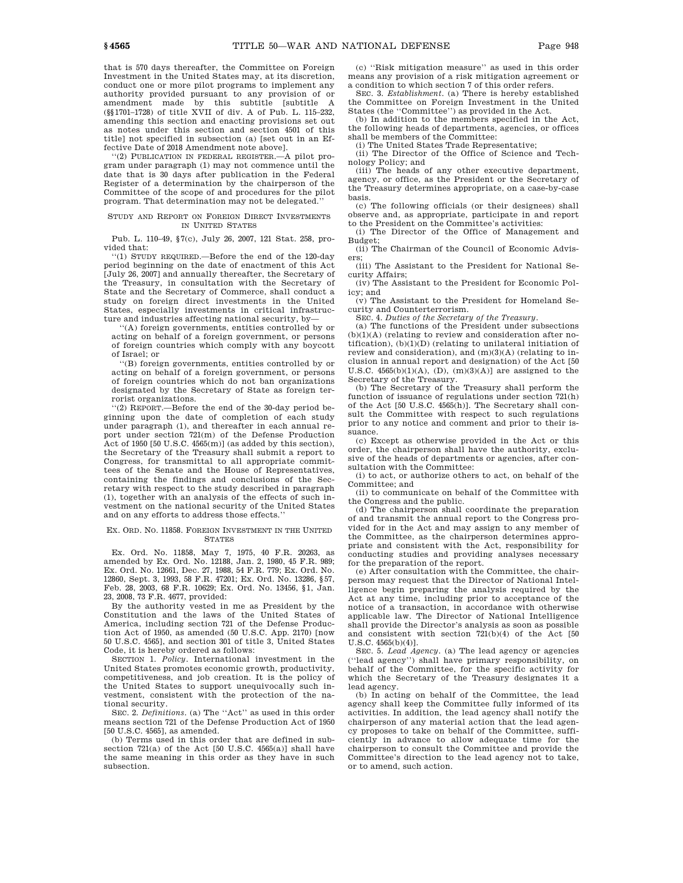that is 570 days thereafter, the Committee on Foreign Investment in the United States may, at its discretion, conduct one or more pilot programs to implement any authority provided pursuant to any provision of or amendment made by this subtitle [subtitle A (§§1701–1728) of title XVII of div. A of Pub. L. 115–232, amending this section and enacting provisions set out as notes under this section and section 4501 of this title] not specified in subsection (a) [set out in an Effective Date of 2018 Amendment note above].

''(2) PUBLICATION IN FEDERAL REGISTER.—A pilot program under paragraph (1) may not commence until the date that is 30 days after publication in the Federal Register of a determination by the chairperson of the Committee of the scope of and procedures for the pilot program. That determination may not be delegated.''

STUDY AND REPORT ON FOREIGN DIRECT INVESTMENTS IN UNITED STATES

Pub. L. 110–49, §7(c), July 26, 2007, 121 Stat. 258, provided that:

''(1) STUDY REQUIRED.—Before the end of the 120-day period beginning on the date of enactment of this Act [July 26, 2007] and annually thereafter, the Secretary of the Treasury, in consultation with the Secretary of State and the Secretary of Commerce, shall conduct a study on foreign direct investments in the United States, especially investments in critical infrastructure and industries affecting national security, by—

''(A) foreign governments, entities controlled by or acting on behalf of a foreign government, or persons of foreign countries which comply with any boycott of Israel; or

''(B) foreign governments, entities controlled by or acting on behalf of a foreign government, or persons of foreign countries which do not ban organizations designated by the Secretary of State as foreign terrorist organizations.

''(2) REPORT.—Before the end of the 30-day period beginning upon the date of completion of each study under paragraph (1), and thereafter in each annual report under section 721(m) of the Defense Production Act of 1950 [50 U.S.C. 4565(m)] (as added by this section), the Secretary of the Treasury shall submit a report to Congress, for transmittal to all appropriate committees of the Senate and the House of Representatives, containing the findings and conclusions of the Secretary with respect to the study described in paragraph (1), together with an analysis of the effects of such investment on the national security of the United States and on any efforts to address those effects.''

EX. ORD. NO. 11858. FOREIGN INVESTMENT IN THE UNITED STATES

Ex. Ord. No. 11858, May 7, 1975, 40 F.R. 20263, as amended by Ex. Ord. No. 12188, Jan. 2, 1980, 45 F.R. 989; Ex. Ord. No. 12661, Dec. 27, 1988, 54 F.R. 779; Ex. Ord. No. 12860, Sept. 3, 1993, 58 F.R. 47201; Ex. Ord. No. 13286, §57, Feb. 28, 2003, 68 F.R. 10629; Ex. Ord. No. 13456, §1, Jan. 23, 2008, 73 F.R. 4677, provided:

By the authority vested in me as President by the Constitution and the laws of the United States of America, including section 721 of the Defense Production Act of 1950, as amended (50 U.S.C. App. 2170) [now 50 U.S.C. 4565], and section 301 of title 3, United States Code, it is hereby ordered as follows:

SECTION 1. *Policy*. International investment in the United States promotes economic growth, productivity, competitiveness, and job creation. It is the policy of the United States to support unequivocally such investment, consistent with the protection of the national security.

SEC. 2. *Definitions*. (a) The ''Act'' as used in this order means section 721 of the Defense Production Act of 1950 [50 U.S.C. 4565], as amended.

(b) Terms used in this order that are defined in subsection 721(a) of the Act [50 U.S.C. 4565(a)] shall have the same meaning in this order as they have in such subsection.

(c) ''Risk mitigation measure'' as used in this order means any provision of a risk mitigation agreement or a condition to which section 7 of this order refers.

SEC. 3. *Establishment*. (a) There is hereby established the Committee on Foreign Investment in the United States (the ''Committee'') as provided in the Act.

(b) In addition to the members specified in the Act, the following heads of departments, agencies, or offices shall be members of the Committee:

(i) The United States Trade Representative;

(ii) The Director of the Office of Science and Technology Policy; and

(iii) The heads of any other executive department, agency, or office, as the President or the Secretary of the Treasury determines appropriate, on a case-by-case basis.

(c) The following officials (or their designees) shall observe and, as appropriate, participate in and report to the President on the Committee's activities:

(i) The Director of the Office of Management and Budget;

(ii) The Chairman of the Council of Economic Advisers;

(iii) The Assistant to the President for National Security Affairs;

(iv) The Assistant to the President for Economic Policy; and

(v) The Assistant to the President for Homeland Security and Counterterrorism.

SEC. 4. *Duties of the Secretary of the Treasury*.

(a) The functions of the President under subsections (b)(1)(A) (relating to review and consideration after notification), (b)(1)(D) (relating to unilateral initiation of review and consideration), and (m)(3)(A) (relating to inclusion in annual report and designation) of the Act [50 U.S.C. 4565(b)(1)(A), (D), (m)(3)(A)] are assigned to the Secretary of the Treasury.

(b) The Secretary of the Treasury shall perform the function of issuance of regulations under section 721(h) of the Act [50 U.S.C. 4565(h)]. The Secretary shall consult the Committee with respect to such regulations prior to any notice and comment and prior to their issuance.

(c) Except as otherwise provided in the Act or this order, the chairperson shall have the authority, exclusive of the heads of departments or agencies, after consultation with the Committee:

(i) to act, or authorize others to act, on behalf of the Committee; and

(ii) to communicate on behalf of the Committee with the Congress and the public.

(d) The chairperson shall coordinate the preparation of and transmit the annual report to the Congress provided for in the Act and may assign to any member of the Committee, as the chairperson determines appropriate and consistent with the Act, responsibility for conducting studies and providing analyses necessary for the preparation of the report.

(e) After consultation with the Committee, the chairperson may request that the Director of National Intelligence begin preparing the analysis required by the Act at any time, including prior to acceptance of the notice of a transaction, in accordance with otherwise applicable law. The Director of National Intelligence shall provide the Director's analysis as soon as possible and consistent with section 721(b)(4) of the Act [50 U.S.C. 4565(b)(4)].

SEC. 5. *Lead Agency*. (a) The lead agency or agencies (''lead agency'') shall have primary responsibility, on behalf of the Committee, for the specific activity for which the Secretary of the Treasury designates it a lead agency.

(b) In acting on behalf of the Committee, the lead agency shall keep the Committee fully informed of its activities. In addition, the lead agency shall notify the chairperson of any material action that the lead agency proposes to take on behalf of the Committee, sufficiently in advance to allow adequate time for the chairperson to consult the Committee and provide the Committee's direction to the lead agency not to take, or to amend, such action.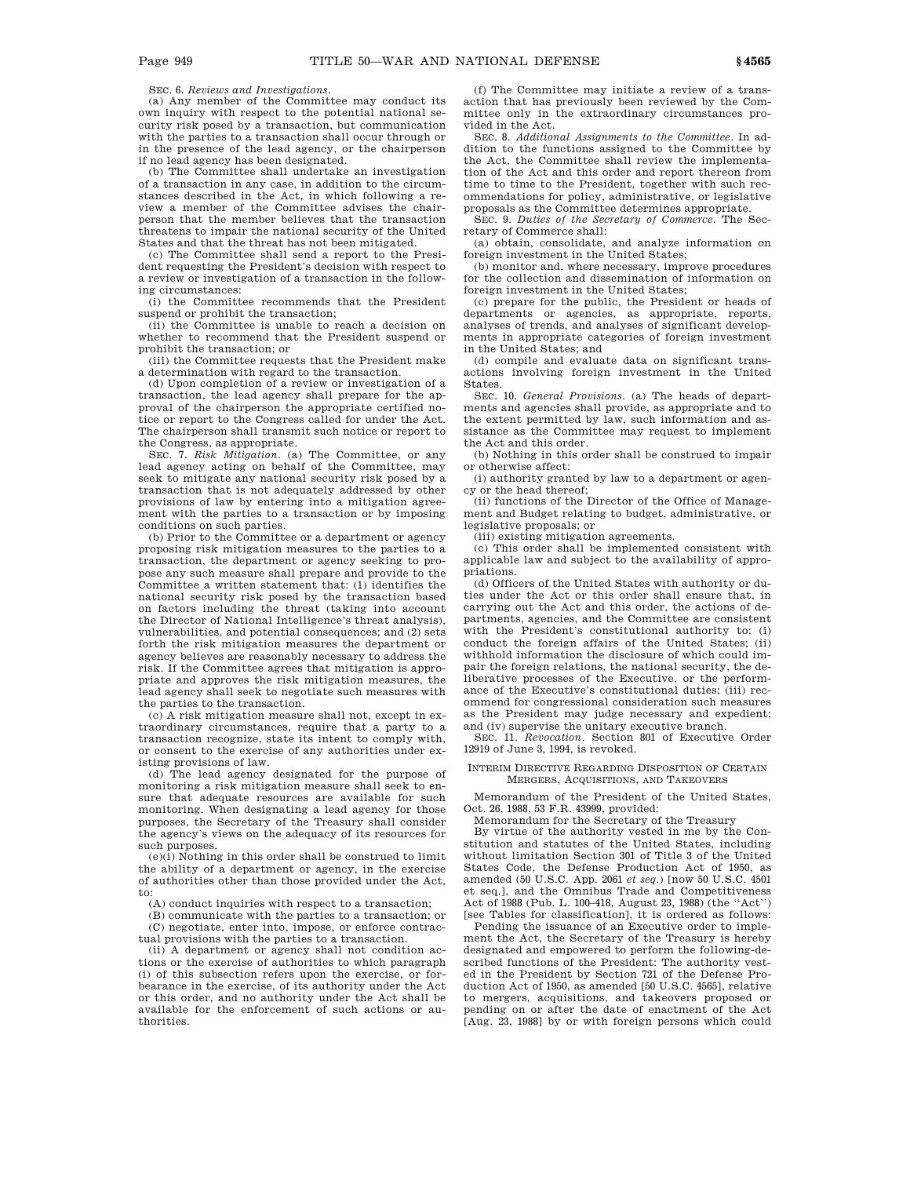SEC. 6. *Reviews and Investigations*.

(a) Any member of the Committee may conduct its own inquiry with respect to the potential national security risk posed by a transaction, but communication with the parties to a transaction shall occur through or in the presence of the lead agency, or the chairperson if no lead agency has been designated.

(b) The Committee shall undertake an investigation of a transaction in any case, in addition to the circumstances described in the Act, in which following a review a member of the Committee advises the chairperson that the member believes that the transaction threatens to impair the national security of the United States and that the threat has not been mitigated.

(c) The Committee shall send a report to the President requesting the President's decision with respect to a review or investigation of a transaction in the following circumstances:

(i) the Committee recommends that the President suspend or prohibit the transaction;

(ii) the Committee is unable to reach a decision on whether to recommend that the President suspend or prohibit the transaction; or

(iii) the Committee requests that the President make a determination with regard to the transaction.

(d) Upon completion of a review or investigation of a transaction, the lead agency shall prepare for the approval of the chairperson the appropriate certified notice or report to the Congress called for under the Act. The chairperson shall transmit such notice or report to the Congress, as appropriate.

SEC. 7. *Risk Mitigation*. (a) The Committee, or any lead agency acting on behalf of the Committee, may seek to mitigate any national security risk posed by a transaction that is not adequately addressed by other provisions of law by entering into a mitigation agreement with the parties to a transaction or by imposing conditions on such parties.

(b) Prior to the Committee or a department or agency proposing risk mitigation measures to the parties to a transaction, the department or agency seeking to propose any such measure shall prepare and provide to the Committee a written statement that: (1) identifies the national security risk posed by the transaction based on factors including the threat (taking into account the Director of National Intelligence's threat analysis), vulnerabilities, and potential consequences; and (2) sets forth the risk mitigation measures the department or agency believes are reasonably necessary to address the risk. If the Committee agrees that mitigation is appropriate and approves the risk mitigation measures, the lead agency shall seek to negotiate such measures with the parties to the transaction.

(c) A risk mitigation measure shall not, except in extraordinary circumstances, require that a party to a transaction recognize, state its intent to comply with, or consent to the exercise of any authorities under existing provisions of law.

(d) The lead agency designated for the purpose of monitoring a risk mitigation measure shall seek to ensure that adequate resources are available for such monitoring. When designating a lead agency for those purposes, the Secretary of the Treasury shall consider the agency's views on the adequacy of its resources for such purposes.

(e)(i) Nothing in this order shall be construed to limit the ability of a department or agency, in the exercise of authorities other than those provided under the Act, to:

(A) conduct inquiries with respect to a transaction;

(B) communicate with the parties to a transaction; or

(C) negotiate, enter into, impose, or enforce contractual provisions with the parties to a transaction.

(ii) A department or agency shall not condition actions or the exercise of authorities to which paragraph (i) of this subsection refers upon the exercise, or forbearance in the exercise, of its authority under the Act or this order, and no authority under the Act shall be available for the enforcement of such actions or authorities.

(f) The Committee may initiate a review of a transaction that has previously been reviewed by the Committee only in the extraordinary circumstances provided in the Act.

SEC. 8. *Additional Assignments to the Committee*. In addition to the functions assigned to the Committee by the Act, the Committee shall review the implementation of the Act and this order and report thereon from time to time to the President, together with such recommendations for policy, administrative, or legislative proposals as the Committee determines appropriate.

SEC. 9. *Duties of the Secretary of Commerce*. The Secretary of Commerce shall:

(a) obtain, consolidate, and analyze information on foreign investment in the United States;

(b) monitor and, where necessary, improve procedures for the collection and dissemination of information on foreign investment in the United States;

(c) prepare for the public, the President or heads of departments or agencies, as appropriate, reports, analyses of trends, and analyses of significant developments in appropriate categories of foreign investment in the United States; and

(d) compile and evaluate data on significant transactions involving foreign investment in the United States.

SEC. 10. *General Provisions*. (a) The heads of departments and agencies shall provide, as appropriate and to the extent permitted by law, such information and assistance as the Committee may request to implement the Act and this order.

(b) Nothing in this order shall be construed to impair or otherwise affect:

(i) authority granted by law to a department or agency or the head thereof;

(ii) functions of the Director of the Office of Management and Budget relating to budget, administrative, or legislative proposals; or

(iii) existing mitigation agreements.

(c) This order shall be implemented consistent with applicable law and subject to the availability of appropriations.

(d) Officers of the United States with authority or duties under the Act or this order shall ensure that, in carrying out the Act and this order, the actions of departments, agencies, and the Committee are consistent with the President's constitutional authority to: (i) conduct the foreign affairs of the United States; (ii) withhold information the disclosure of which could impair the foreign relations, the national security, the deliberative processes of the Executive, or the performance of the Executive's constitutional duties; (iii) recommend for congressional consideration such measures as the President may judge necessary and expedient; and (iv) supervise the unitary executive branch.

SEC. 11. *Revocation*. Section 801 of Executive Order 12919 of June 3, 1994, is revoked.

## INTERIM DIRECTIVE REGARDING DISPOSITION OF CERTAIN MERGERS, ACQUISITIONS, AND TAKEOVERS

Memorandum of the President of the United States, Oct. 26, 1988, 53 F.R. 43999, provided:

Memorandum for the Secretary of the Treasury

By virtue of the authority vested in me by the Constitution and statutes of the United States, including without limitation Section 301 of Title 3 of the United States Code, the Defense Production Act of 1950, as amended (50 U.S.C. App. 2061 *et seq.*) [now 50 U.S.C. 4501 et seq.], and the Omnibus Trade and Competitiveness Act of 1988 (Pub. L. 100–418, August 23, 1988) (the ''Act'') [see Tables for classification], it is ordered as follows:

Pending the issuance of an Executive order to implement the Act, the Secretary of the Treasury is hereby designated and empowered to perform the following-described functions of the President: The authority vested in the President by Section 721 of the Defense Production Act of 1950, as amended [50 U.S.C. 4565], relative to mergers, acquisitions, and takeovers proposed or pending on or after the date of enactment of the Act [Aug. 23, 1988] by or with foreign persons which could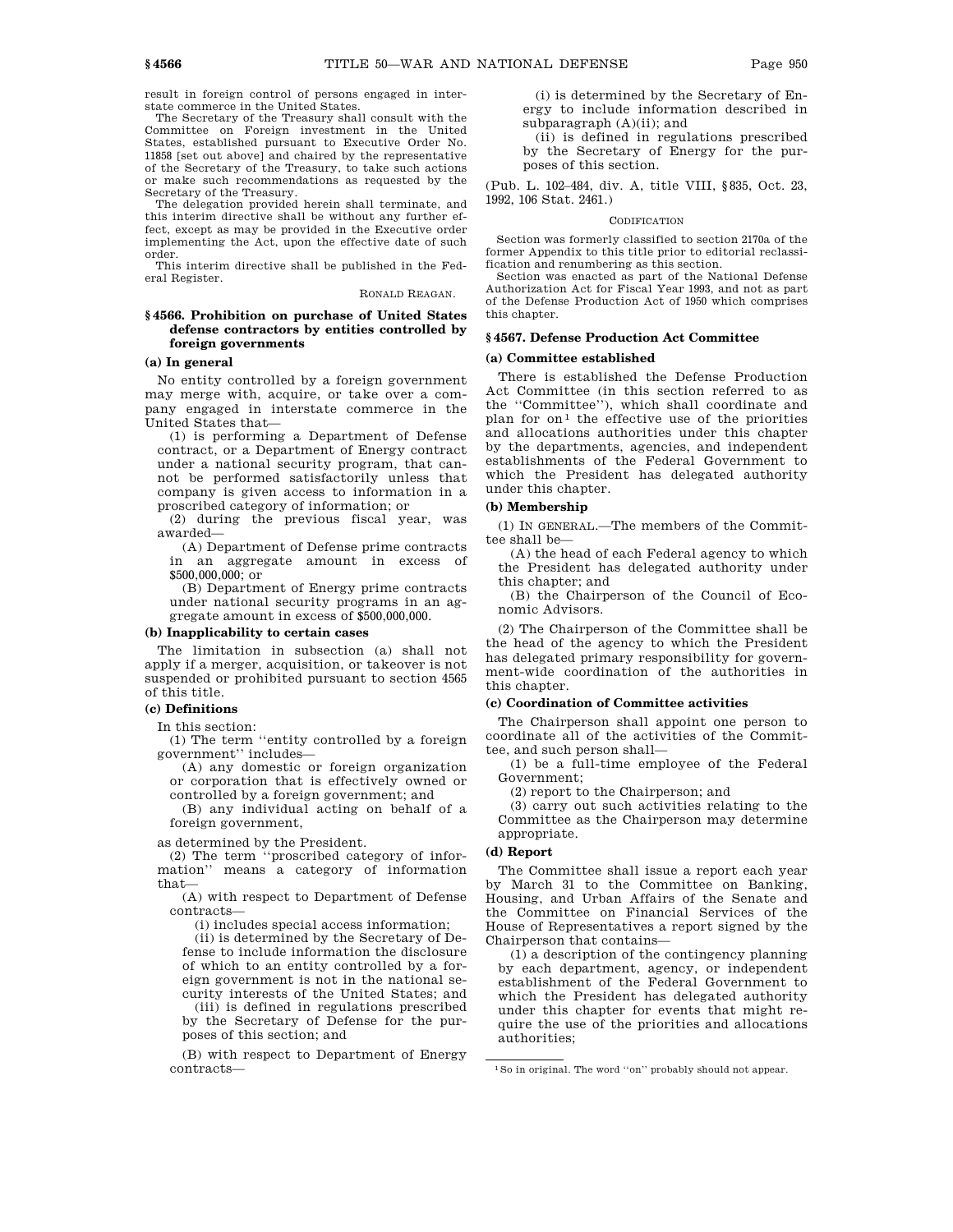result in foreign control of persons engaged in interstate commerce in the United States.

The Secretary of the Treasury shall consult with the Committee on Foreign investment in the United States, established pursuant to Executive Order No. 11858 [set out above] and chaired by the representative of the Secretary of the Treasury, to take such actions or make such recommendations as requested by the Secretary of the Treasury.

The delegation provided herein shall terminate, and this interim directive shall be without any further effect, except as may be provided in the Executive order implementing the Act, upon the effective date of such order.

This interim directive shall be published in the Federal Register.

RONALD REAGAN.

### § 4566. Prohibition on purchase of United States defense contractors by entities controlled by foreign governments

#### (a) In general

No entity controlled by a foreign government may merge with, acquire, or take over a company engaged in interstate commerce in the United States that—

(1) is performing a Department of Defense contract, or a Department of Energy contract under a national security program, that cannot be performed satisfactorily unless that company is given access to information in a proscribed category of information; or

(2) during the previous fiscal year, was awarded—

(A) Department of Defense prime contracts in an aggregate amount in excess of $500,000,000; or

(B) Department of Energy prime contracts under national security programs in an aggregate amount in excess of $500,000,000.

#### (b) Inapplicability to certain cases

The limitation in subsection (a) shall not apply if a merger, acquisition, or takeover is not suspended or prohibited pursuant to section 4565 of this title.

#### (c) Definitions

In this section:

(1) The term "entity controlled by a foreign government" includes—

(A) any domestic or foreign organization or corporation that is effectively owned or controlled by a foreign government; and

(B) any individual acting on behalf of a foreign government,

as determined by the President.

(2) The term "proscribed category of information" means a category of information that—

(A) with respect to Department of Defense contracts—

(i) includes special access information;

(ii) is determined by the Secretary of Defense to include information the disclosure of which to an entity controlled by a foreign government is not in the national security interests of the United States; and

(iii) is defined in regulations prescribed by the Secretary of Defense for the purposes of this section; and

(B) with respect to Department of Energy contracts—

(i) is determined by the Secretary of Energy to include information described in subparagraph (A)(ii); and

(ii) is defined in regulations prescribed by the Secretary of Energy for the purposes of this section.

(Pub. L. 102–484, div. A, title VIII, § 835, Oct. 23, 1992, 106 Stat. 2461.)

CODIFICATION

Section was formerly classified to section 2170a of the former Appendix to this title prior to editorial reclassification and renumbering as this section.

Section was enacted as part of the National Defense Authorization Act for Fiscal Year 1993, and not as part of the Defense Production Act of 1950 which comprises this chapter.

### § 4567. Defense Production Act Committee

#### (a) Committee established

There is established the Defense Production Act Committee (in this section referred to as the "Committee"), which shall coordinate and plan for on[1] the effective use of the priorities and allocations authorities under this chapter by the departments, agencies, and independent establishments of the Federal Government to which the President has delegated authority under this chapter.

#### (b) Membership

(1) IN GENERAL.—The members of the Committee shall be—

(A) the head of each Federal agency to which the President has delegated authority under this chapter; and

(B) the Chairperson of the Council of Economic Advisors.

(2) The Chairperson of the Committee shall be the head of the agency to which the President has delegated primary responsibility for government-wide coordination of the authorities in this chapter.

#### (c) Coordination of Committee activities

The Chairperson shall appoint one person to coordinate all of the activities of the Committee, and such person shall—

(1) be a full-time employee of the Federal Government;

(2) report to the Chairperson; and

(3) carry out such activities relating to the Committee as the Chairperson may determine appropriate.

#### (d) Report

The Committee shall issue a report each year by March 31 to the Committee on Banking, Housing, and Urban Affairs of the Senate and the Committee on Financial Services of the House of Representatives a report signed by the Chairperson that contains—

(1) a description of the contingency planning by each department, agency, or independent establishment of the Federal Government to which the President has delegated authority under this chapter for events that might require the use of the priorities and allocations authorities;

[1] So in original. The word "on" probably should not appear.